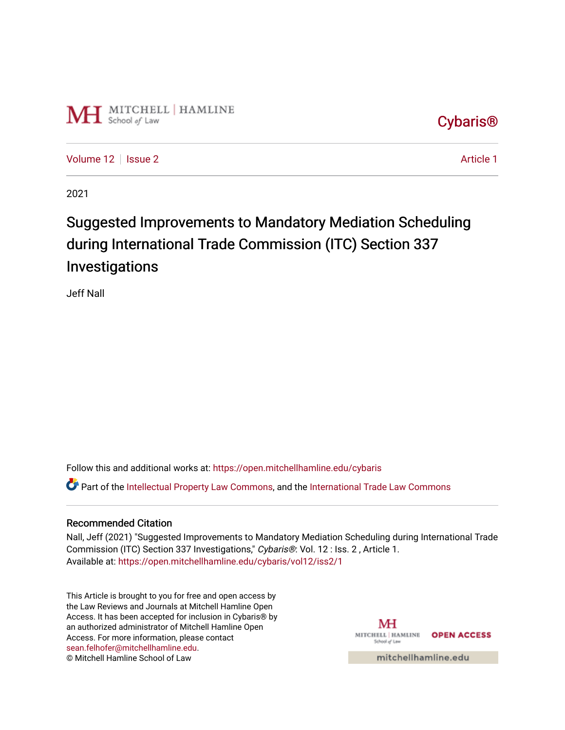Cybaris®

Volume 12 | Issue 2 | Article 1

2021

# Suggested Improvements to Mandatory Mediation Scheduling during International Trade Commission (ITC) Section 337 Investigations

Jeff Nall

Follow this and additional works at: https://open.mitchellhamline.edu/cybaris

Part of the Intellectual Property Law Commons, and the International Trade Law Commons

## Recommended Citation

Nall, Jeff (2021) "Suggested Improvements to Mandatory Mediation Scheduling during International Trade Commission (ITC) Section 337 Investigations," *Cybaris®*: Vol. 12 : Iss. 2 , Article 1.
Available at: https://open.mitchellhamline.edu/cybaris/vol12/iss2/1

This Article is brought to you for free and open access by the Law Reviews and Journals at Mitchell Hamline Open Access. It has been accepted for inclusion in Cybaris® by an authorized administrator of Mitchell Hamline Open Access. For more information, please contact sean.felhofer@mitchellhamline.edu.
© Mitchell Hamline School of Law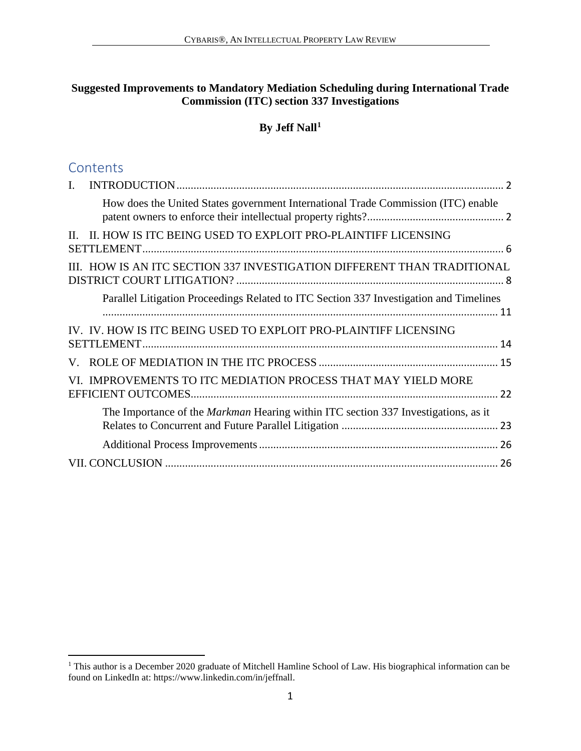**Suggested Improvements to Mandatory Mediation Scheduling during International Trade Commission (ITC) section 337 Investigations**

**By Jeff Nall[1]**

## Contents

I. INTRODUCTION ........ 2

How does the United States government International Trade Commission (ITC) enable patent owners to enforce their intellectual property rights? ........ 2

II. II. HOW IS ITC BEING USED TO EXPLOIT PRO-PLAINTIFF LICENSING SETTLEMENT ........ 6

III. HOW IS AN ITC SECTION 337 INVESTIGATION DIFFERENT THAN TRADITIONAL DISTRICT COURT LITIGATION? ........ 8

Parallel Litigation Proceedings Related to ITC Section 337 Investigation and Timelines ........ 11

IV. IV. HOW IS ITC BEING USED TO EXPLOIT PRO-PLAINTIFF LICENSING SETTLEMENT ........ 14

V. ROLE OF MEDIATION IN THE ITC PROCESS ........ 15

VI. IMPROVEMENTS TO ITC MEDIATION PROCESS THAT MAY YIELD MORE EFFICIENT OUTCOMES ........ 22

The Importance of the *Markman* Hearing within ITC section 337 Investigations, as it Relates to Concurrent and Future Parallel Litigation ........ 23

Additional Process Improvements ........ 26

VII. CONCLUSION ........ 26

---

[1] This author is a December 2020 graduate of Mitchell Hamline School of Law. His biographical information can be found on LinkedIn at: https://www.linkedin.com/in/jeffnall.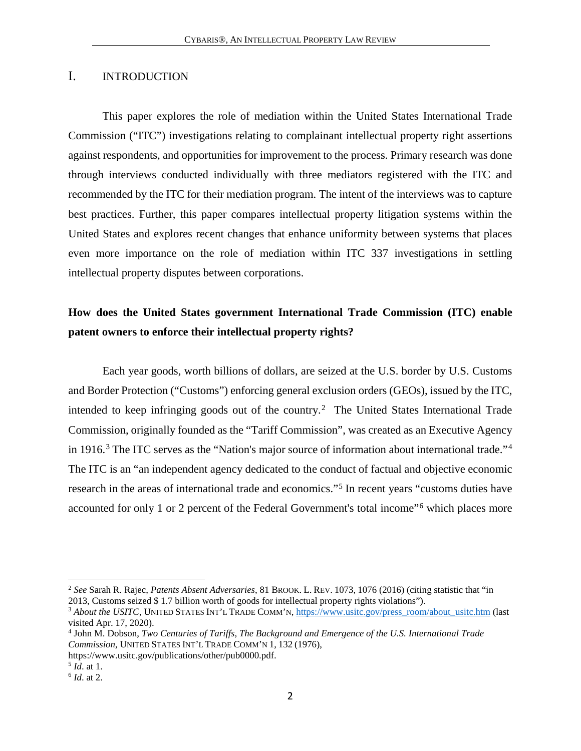# I. INTRODUCTION

This paper explores the role of mediation within the United States International Trade Commission ("ITC") investigations relating to complainant intellectual property right assertions against respondents, and opportunities for improvement to the process. Primary research was done through interviews conducted individually with three mediators registered with the ITC and recommended by the ITC for their mediation program. The intent of the interviews was to capture best practices. Further, this paper compares intellectual property litigation systems within the United States and explores recent changes that enhance uniformity between systems that places even more importance on the role of mediation within ITC 337 investigations in settling intellectual property disputes between corporations.

**How does the United States government International Trade Commission (ITC) enable patent owners to enforce their intellectual property rights?**

Each year goods, worth billions of dollars, are seized at the U.S. border by U.S. Customs and Border Protection ("Customs") enforcing general exclusion orders (GEOs), issued by the ITC, intended to keep infringing goods out of the country.[2] The United States International Trade Commission, originally founded as the "Tariff Commission", was created as an Executive Agency in 1916.[3] The ITC serves as the "Nation's major source of information about international trade."[4] The ITC is an "an independent agency dedicated to the conduct of factual and objective economic research in the areas of international trade and economics."[5] In recent years "customs duties have accounted for only 1 or 2 percent of the Federal Government's total income"[6] which places more

---

[2] *See* Sarah R. Rajec, *Patents Absent Adversaries*, 81 BROOK. L. REV. 1073, 1076 (2016) (citing statistic that "in 2013, Customs seized $ 1.7 billion worth of goods for intellectual property rights violations").

[3] *About the USITC*, UNITED STATES INT'L TRADE COMM'N, https://www.usitc.gov/press_room/about_usitc.htm (last visited Apr. 17, 2020).

[4] John M. Dobson, *Two Centuries of Tariffs, The Background and Emergence of the U.S. International Trade Commission*, UNITED STATES INT'L TRADE COMM'N 1, 132 (1976), https://www.usitc.gov/publications/other/pub0000.pdf.

[5] *Id*. at 1.

[6] *Id*. at 2.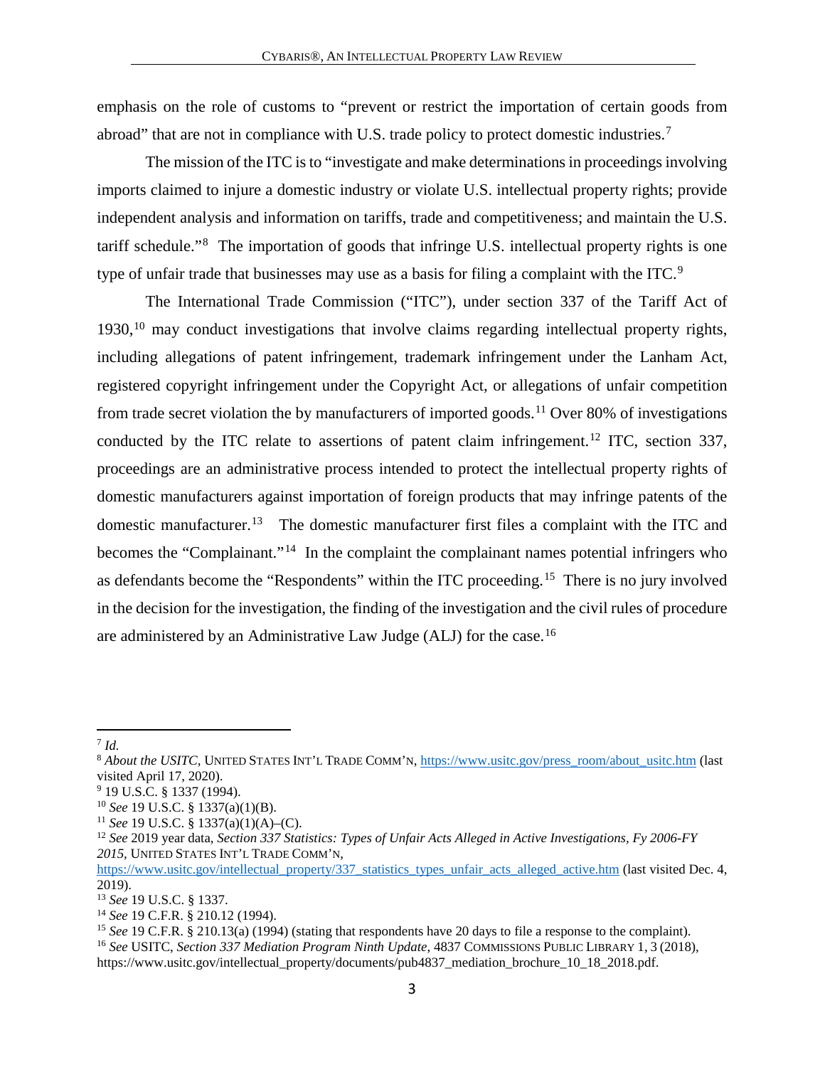emphasis on the role of customs to "prevent or restrict the importation of certain goods from abroad" that are not in compliance with U.S. trade policy to protect domestic industries.[7]

The mission of the ITC is to "investigate and make determinations in proceedings involving imports claimed to injure a domestic industry or violate U.S. intellectual property rights; provide independent analysis and information on tariffs, trade and competitiveness; and maintain the U.S. tariff schedule."[8] The importation of goods that infringe U.S. intellectual property rights is one type of unfair trade that businesses may use as a basis for filing a complaint with the ITC.[9]

The International Trade Commission ("ITC"), under section 337 of the Tariff Act of 1930,[10] may conduct investigations that involve claims regarding intellectual property rights, including allegations of patent infringement, trademark infringement under the Lanham Act, registered copyright infringement under the Copyright Act, or allegations of unfair competition from trade secret violation the by manufacturers of imported goods.[11] Over 80% of investigations conducted by the ITC relate to assertions of patent claim infringement.[12] ITC, section 337, proceedings are an administrative process intended to protect the intellectual property rights of domestic manufacturers against importation of foreign products that may infringe patents of the domestic manufacturer.[13] The domestic manufacturer first files a complaint with the ITC and becomes the "Complainant."[14] In the complaint the complainant names potential infringers who as defendants become the "Respondents" within the ITC proceeding.[15] There is no jury involved in the decision for the investigation, the finding of the investigation and the civil rules of procedure are administered by an Administrative Law Judge (ALJ) for the case.[16]

---

[7] *Id.*

[8] *About the USITC*, UNITED STATES INT'L TRADE COMM'N, https://www.usitc.gov/press_room/about_usitc.htm (last visited April 17, 2020).

[9] 19 U.S.C. § 1337 (1994).

[10] *See* 19 U.S.C. § 1337(a)(1)(B).

[11] *See* 19 U.S.C. § 1337(a)(1)(A)–(C).

[12] *See* 2019 year data, *Section 337 Statistics: Types of Unfair Acts Alleged in Active Investigations, Fy 2006-FY 2015*, UNITED STATES INT'L TRADE COMM'N, https://www.usitc.gov/intellectual_property/337_statistics_types_unfair_acts_alleged_active.htm (last visited Dec. 4, 2019).

[13] *See* 19 U.S.C. § 1337.

[14] *See* 19 C.F.R. § 210.12 (1994).

[15] *See* 19 C.F.R. § 210.13(a) (1994) (stating that respondents have 20 days to file a response to the complaint).

[16] *See* USITC, *Section 337 Mediation Program Ninth Update*, 4837 COMMISSIONS PUBLIC LIBRARY 1, 3 (2018), https://www.usitc.gov/intellectual_property/documents/pub4837_mediation_brochure_10_18_2018.pdf.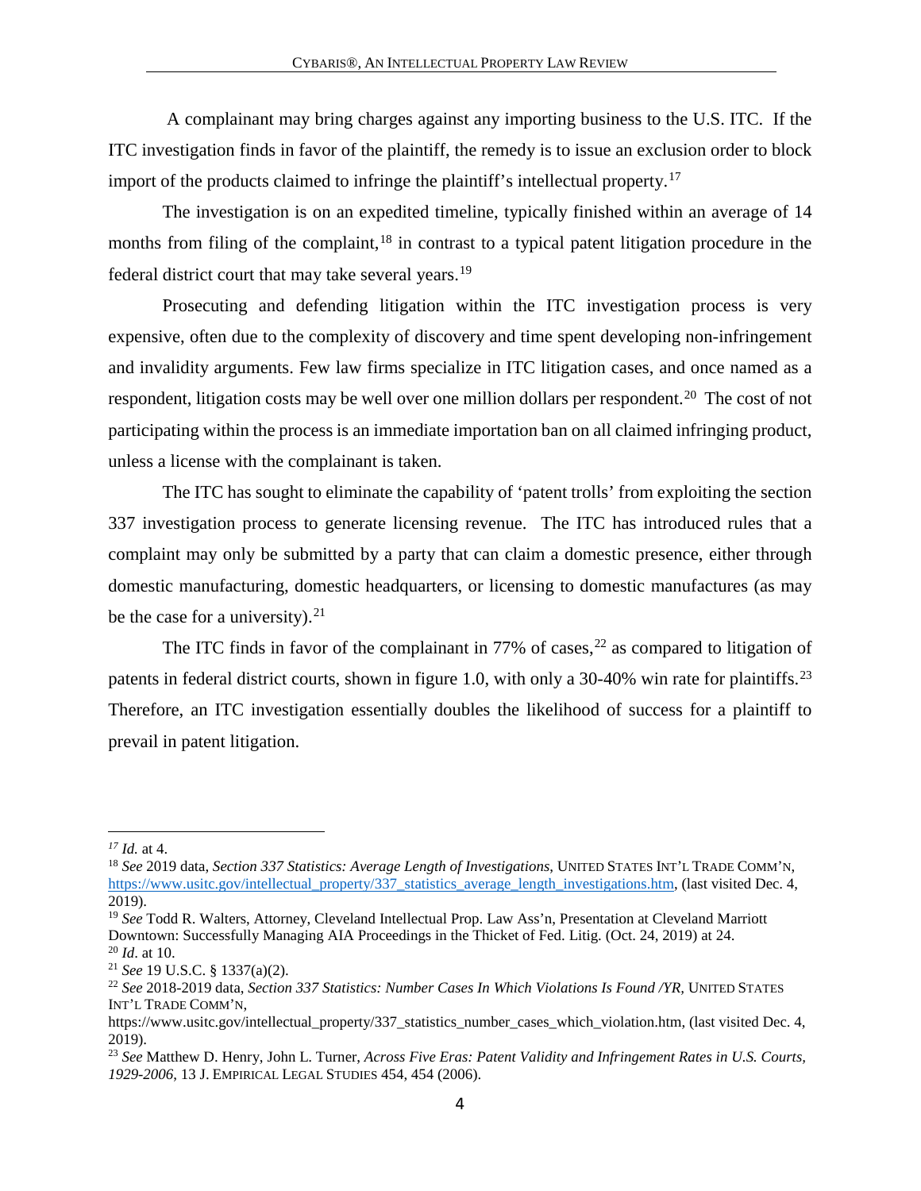A complainant may bring charges against any importing business to the U.S. ITC. If the ITC investigation finds in favor of the plaintiff, the remedy is to issue an exclusion order to block import of the products claimed to infringe the plaintiff's intellectual property.[17]

The investigation is on an expedited timeline, typically finished within an average of 14 months from filing of the complaint,[18] in contrast to a typical patent litigation procedure in the federal district court that may take several years.[19]

Prosecuting and defending litigation within the ITC investigation process is very expensive, often due to the complexity of discovery and time spent developing non-infringement and invalidity arguments. Few law firms specialize in ITC litigation cases, and once named as a respondent, litigation costs may be well over one million dollars per respondent.[20] The cost of not participating within the process is an immediate importation ban on all claimed infringing product, unless a license with the complainant is taken.

The ITC has sought to eliminate the capability of 'patent trolls' from exploiting the section 337 investigation process to generate licensing revenue. The ITC has introduced rules that a complaint may only be submitted by a party that can claim a domestic presence, either through domestic manufacturing, domestic headquarters, or licensing to domestic manufactures (as may be the case for a university).[21]

The ITC finds in favor of the complainant in 77% of cases,[22] as compared to litigation of patents in federal district courts, shown in figure 1.0, with only a 30-40% win rate for plaintiffs.[23] Therefore, an ITC investigation essentially doubles the likelihood of success for a plaintiff to prevail in patent litigation.

---

[17] *Id.* at 4.

[18] *See* 2019 data, *Section 337 Statistics: Average Length of Investigations*, UNITED STATES INT'L TRADE COMM'N, https://www.usitc.gov/intellectual_property/337_statistics_average_length_investigations.htm, (last visited Dec. 4, 2019).

[19] *See* Todd R. Walters, Attorney, Cleveland Intellectual Prop. Law Ass'n, Presentation at Cleveland Marriott Downtown: Successfully Managing AIA Proceedings in the Thicket of Fed. Litig. (Oct. 24, 2019) at 24.

[20] *Id*. at 10.

[21] *See* 19 U.S.C. § 1337(a)(2).

[22] *See* 2018-2019 data, *Section 337 Statistics: Number Cases In Which Violations Is Found /YR,* UNITED STATES INT'L TRADE COMM'N, https://www.usitc.gov/intellectual_property/337_statistics_number_cases_which_violation.htm, (last visited Dec. 4, 2019).

[23] *See* Matthew D. Henry, John L. Turner, *Across Five Eras: Patent Validity and Infringement Rates in U.S. Courts, 1929-2006*, 13 J. EMPIRICAL LEGAL STUDIES 454, 454 (2006).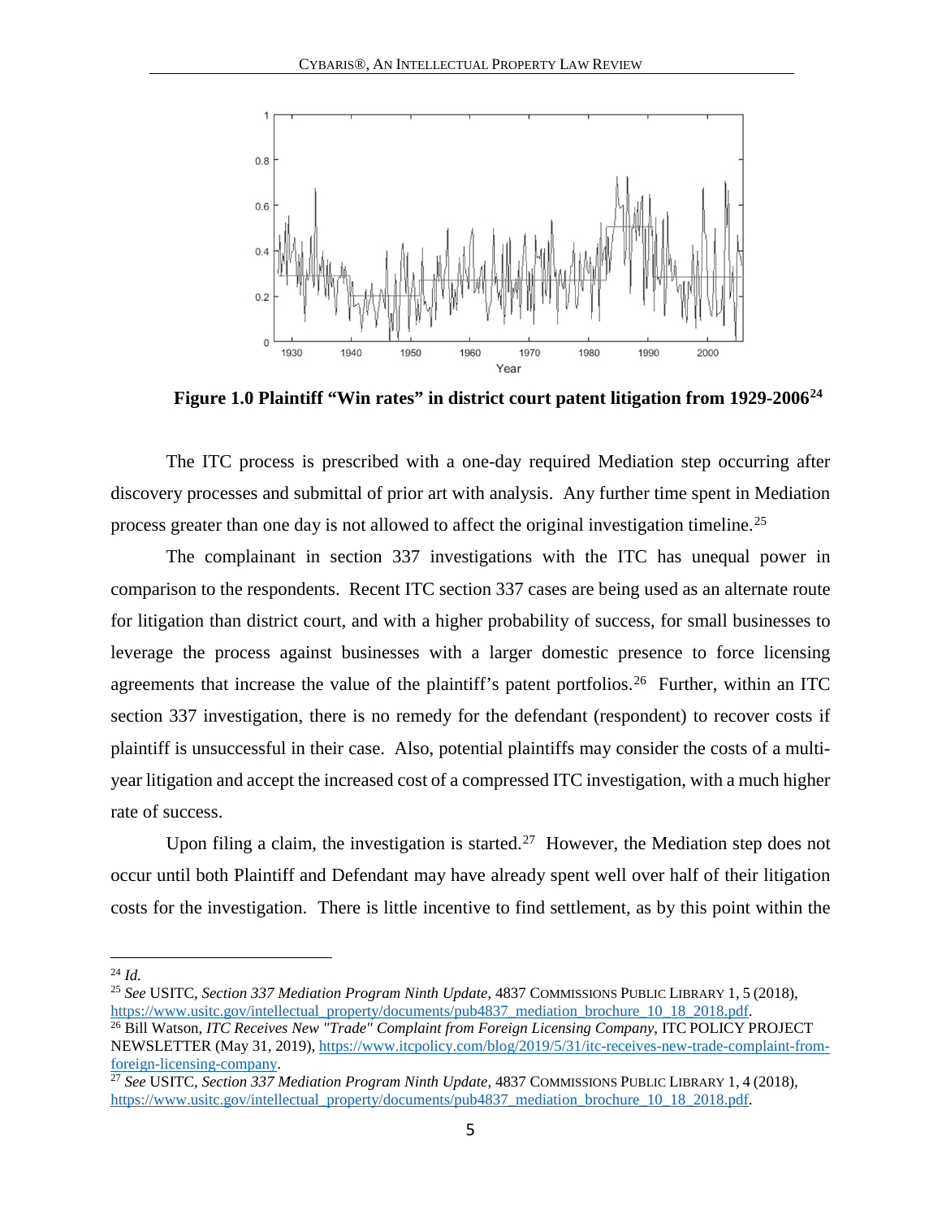**Figure 1.0 Plaintiff "Win rates" in district court patent litigation from 1929-2006[24]**

The ITC process is prescribed with a one-day required Mediation step occurring after discovery processes and submittal of prior art with analysis. Any further time spent in Mediation process greater than one day is not allowed to affect the original investigation timeline.[25]

The complainant in section 337 investigations with the ITC has unequal power in comparison to the respondents. Recent ITC section 337 cases are being used as an alternate route for litigation than district court, and with a higher probability of success, for small businesses to leverage the process against businesses with a larger domestic presence to force licensing agreements that increase the value of the plaintiff's patent portfolios.[26] Further, within an ITC section 337 investigation, there is no remedy for the defendant (respondent) to recover costs if plaintiff is unsuccessful in their case. Also, potential plaintiffs may consider the costs of a multi-year litigation and accept the increased cost of a compressed ITC investigation, with a much higher rate of success.

Upon filing a claim, the investigation is started.[27] However, the Mediation step does not occur until both Plaintiff and Defendant may have already spent well over half of their litigation costs for the investigation. There is little incentive to find settlement, as by this point within the

---

[24] *Id.*

[25] *See* USITC, *Section 337 Mediation Program Ninth Update*, 4837 COMMISSIONS PUBLIC LIBRARY 1, 5 (2018), https://www.usitc.gov/intellectual_property/documents/pub4837_mediation_brochure_10_18_2018.pdf.

[26] Bill Watson, *ITC Receives New "Trade" Complaint from Foreign Licensing Company*, ITC POLICY PROJECT NEWSLETTER (May 31, 2019), https://www.itcpolicy.com/blog/2019/5/31/itc-receives-new-trade-complaint-from-foreign-licensing-company.

[27] *See* USITC, *Section 337 Mediation Program Ninth Update*, 4837 COMMISSIONS PUBLIC LIBRARY 1, 4 (2018), https://www.usitc.gov/intellectual_property/documents/pub4837_mediation_brochure_10_18_2018.pdf.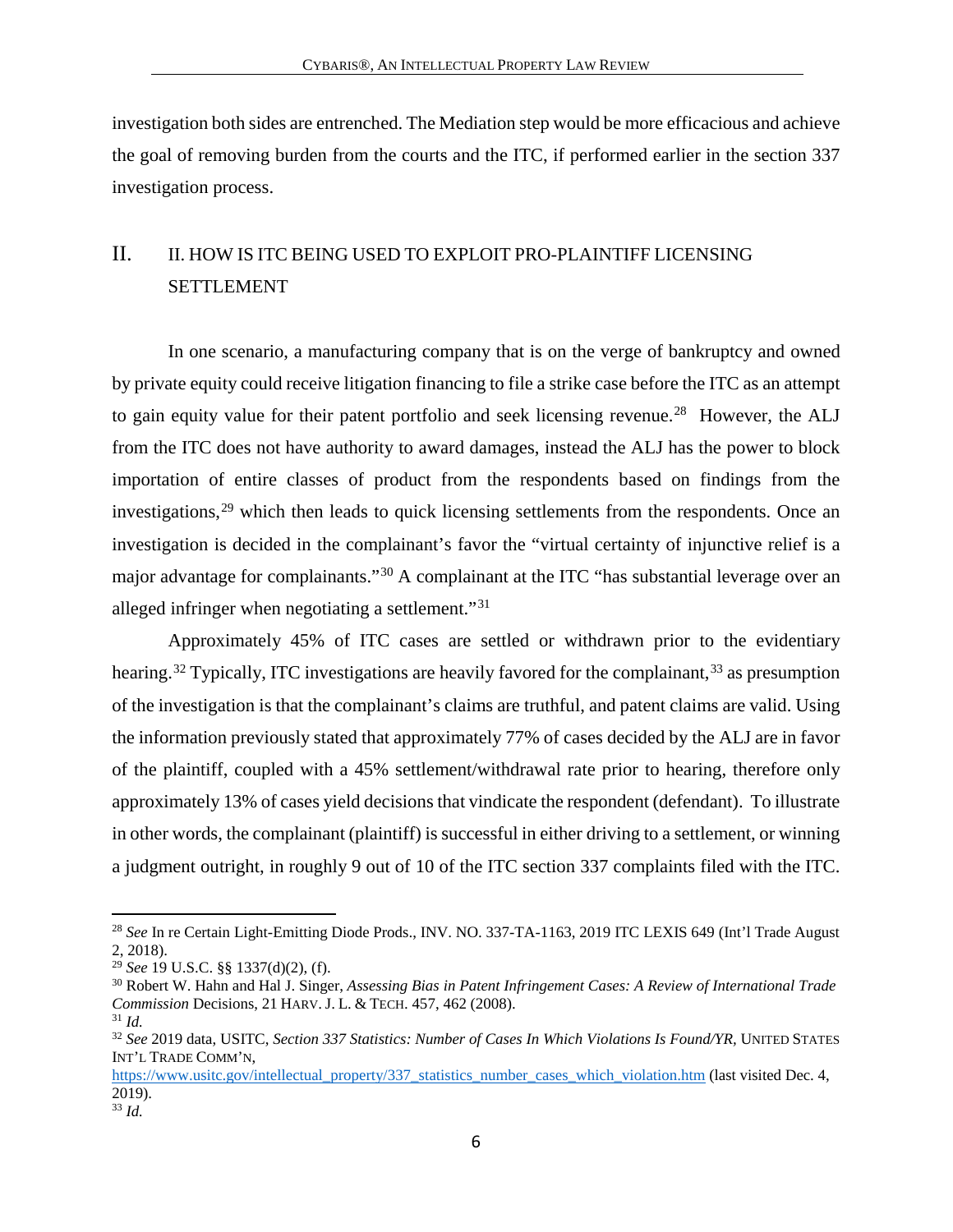investigation both sides are entrenched. The Mediation step would be more efficacious and achieve the goal of removing burden from the courts and the ITC, if performed earlier in the section 337 investigation process.

## II. II. HOW IS ITC BEING USED TO EXPLOIT PRO-PLAINTIFF LICENSING SETTLEMENT

In one scenario, a manufacturing company that is on the verge of bankruptcy and owned by private equity could receive litigation financing to file a strike case before the ITC as an attempt to gain equity value for their patent portfolio and seek licensing revenue.[28] However, the ALJ from the ITC does not have authority to award damages, instead the ALJ has the power to block importation of entire classes of product from the respondents based on findings from the investigations,[29] which then leads to quick licensing settlements from the respondents. Once an investigation is decided in the complainant's favor the "virtual certainty of injunctive relief is a major advantage for complainants."[30] A complainant at the ITC "has substantial leverage over an alleged infringer when negotiating a settlement."[31]

Approximately 45% of ITC cases are settled or withdrawn prior to the evidentiary hearing.[32] Typically, ITC investigations are heavily favored for the complainant,[33] as presumption of the investigation is that the complainant's claims are truthful, and patent claims are valid. Using the information previously stated that approximately 77% of cases decided by the ALJ are in favor of the plaintiff, coupled with a 45% settlement/withdrawal rate prior to hearing, therefore only approximately 13% of cases yield decisions that vindicate the respondent (defendant). To illustrate in other words, the complainant (plaintiff) is successful in either driving to a settlement, or winning a judgment outright, in roughly 9 out of 10 of the ITC section 337 complaints filed with the ITC.

---

[28] *See* In re Certain Light-Emitting Diode Prods., INV. NO. 337-TA-1163, 2019 ITC LEXIS 649 (Int'l Trade August 2, 2018).

[29] *See* 19 U.S.C. §§ 1337(d)(2), (f).

[30] Robert W. Hahn and Hal J. Singer, *Assessing Bias in Patent Infringement Cases: A Review of International Trade Commission* Decisions, 21 HARV. J. L. & TECH. 457, 462 (2008).

[31] *Id.*

[32] *See* 2019 data, USITC, *Section 337 Statistics: Number of Cases In Which Violations Is Found/YR*, UNITED STATES INT'L TRADE COMM'N, https://www.usitc.gov/intellectual_property/337_statistics_number_cases_which_violation.htm (last visited Dec. 4, 2019).

[33] *Id.*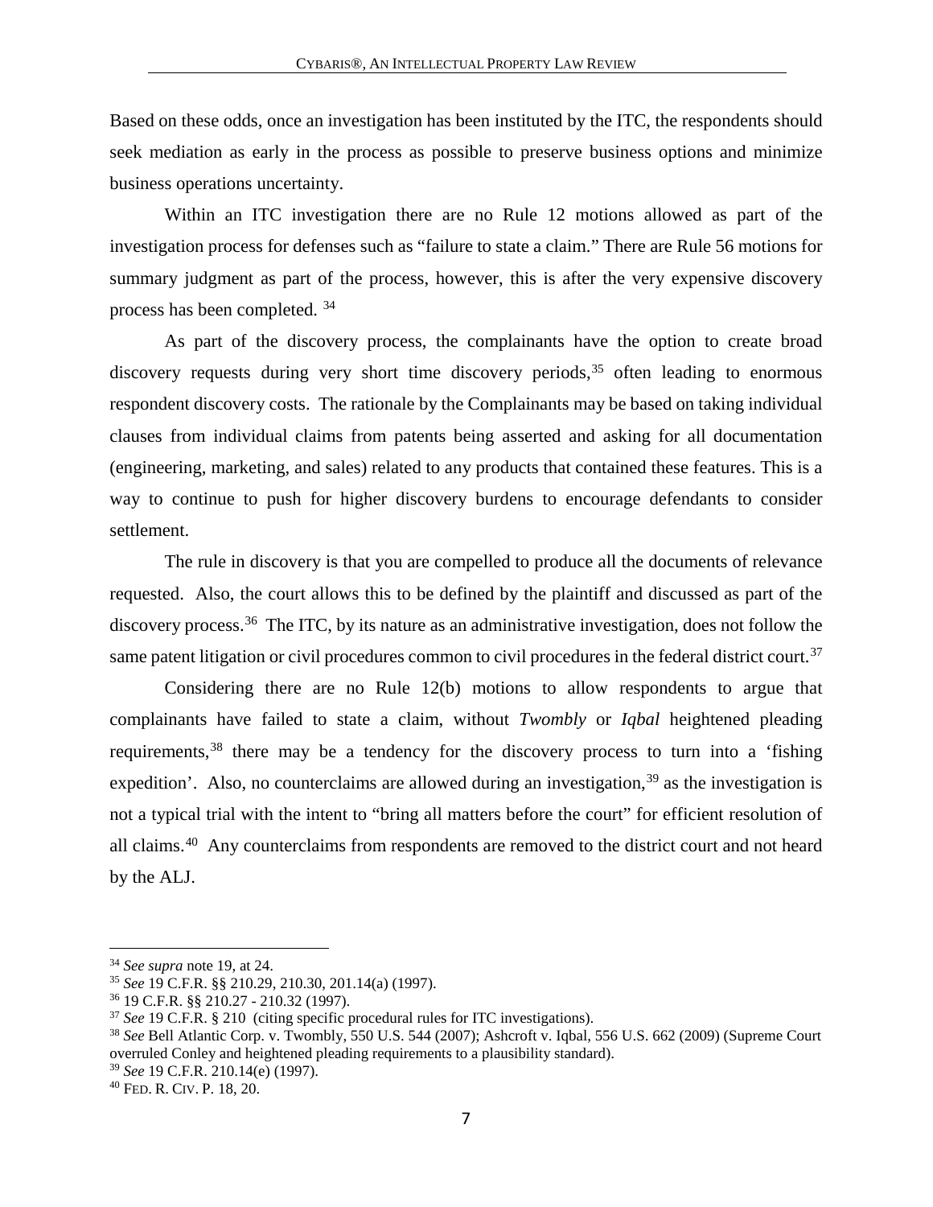Based on these odds, once an investigation has been instituted by the ITC, the respondents should seek mediation as early in the process as possible to preserve business options and minimize business operations uncertainty.

Within an ITC investigation there are no Rule 12 motions allowed as part of the investigation process for defenses such as "failure to state a claim." There are Rule 56 motions for summary judgment as part of the process, however, this is after the very expensive discovery process has been completed. [34]

As part of the discovery process, the complainants have the option to create broad discovery requests during very short time discovery periods,[35] often leading to enormous respondent discovery costs. The rationale by the Complainants may be based on taking individual clauses from individual claims from patents being asserted and asking for all documentation (engineering, marketing, and sales) related to any products that contained these features. This is a way to continue to push for higher discovery burdens to encourage defendants to consider settlement.

The rule in discovery is that you are compelled to produce all the documents of relevance requested. Also, the court allows this to be defined by the plaintiff and discussed as part of the discovery process.[36] The ITC, by its nature as an administrative investigation, does not follow the same patent litigation or civil procedures common to civil procedures in the federal district court.[37]

Considering there are no Rule 12(b) motions to allow respondents to argue that complainants have failed to state a claim, without *Twombly* or *Iqbal* heightened pleading requirements,[38] there may be a tendency for the discovery process to turn into a 'fishing expedition'. Also, no counterclaims are allowed during an investigation,[39] as the investigation is not a typical trial with the intent to "bring all matters before the court" for efficient resolution of all claims.[40] Any counterclaims from respondents are removed to the district court and not heard by the ALJ.

---

[34] *See supra* note 19, at 24.

[35] *See* 19 C.F.R. §§ 210.29, 210.30, 201.14(a) (1997).

[36] 19 C.F.R. §§ 210.27 - 210.32 (1997).

[37] *See* 19 C.F.R. § 210 (citing specific procedural rules for ITC investigations).

[38] *See* Bell Atlantic Corp. v. Twombly, 550 U.S. 544 (2007); Ashcroft v. Iqbal, 556 U.S. 662 (2009) (Supreme Court overruled Conley and heightened pleading requirements to a plausibility standard).

[39] *See* 19 C.F.R. 210.14(e) (1997).

[40] FED. R. CIV. P. 18, 20.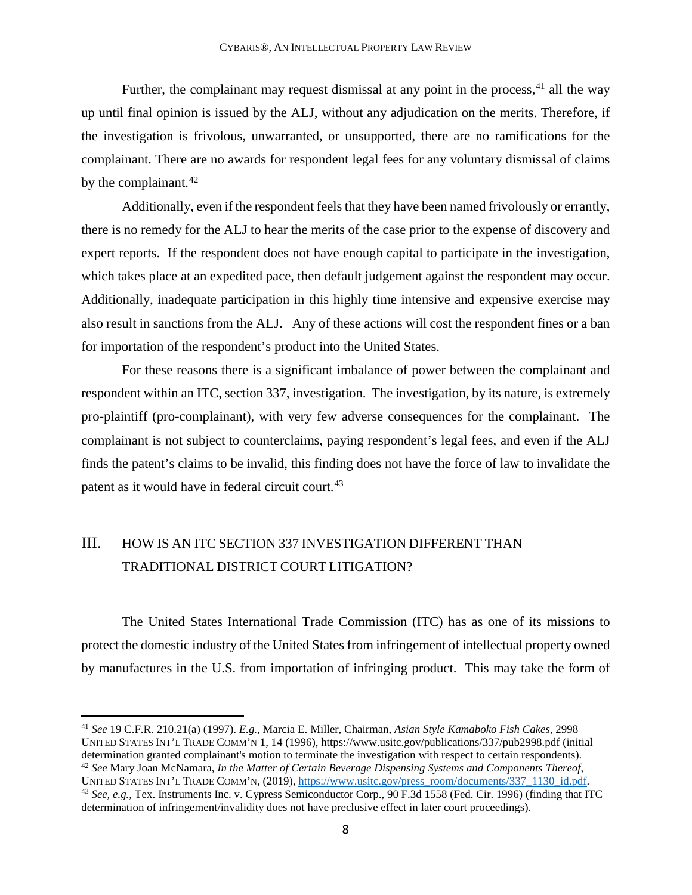Further, the complainant may request dismissal at any point in the process,[41] all the way up until final opinion is issued by the ALJ, without any adjudication on the merits. Therefore, if the investigation is frivolous, unwarranted, or unsupported, there are no ramifications for the complainant. There are no awards for respondent legal fees for any voluntary dismissal of claims by the complainant.[42]

Additionally, even if the respondent feels that they have been named frivolously or errantly, there is no remedy for the ALJ to hear the merits of the case prior to the expense of discovery and expert reports. If the respondent does not have enough capital to participate in the investigation, which takes place at an expedited pace, then default judgement against the respondent may occur. Additionally, inadequate participation in this highly time intensive and expensive exercise may also result in sanctions from the ALJ. Any of these actions will cost the respondent fines or a ban for importation of the respondent's product into the United States.

For these reasons there is a significant imbalance of power between the complainant and respondent within an ITC, section 337, investigation. The investigation, by its nature, is extremely pro-plaintiff (pro-complainant), with very few adverse consequences for the complainant. The complainant is not subject to counterclaims, paying respondent's legal fees, and even if the ALJ finds the patent's claims to be invalid, this finding does not have the force of law to invalidate the patent as it would have in federal circuit court.[43]

## III. HOW IS AN ITC SECTION 337 INVESTIGATION DIFFERENT THAN TRADITIONAL DISTRICT COURT LITIGATION?

The United States International Trade Commission (ITC) has as one of its missions to protect the domestic industry of the United States from infringement of intellectual property owned by manufactures in the U.S. from importation of infringing product. This may take the form of

---

[41] *See* 19 C.F.R. 210.21(a) (1997). *E.g.*, Marcia E. Miller, Chairman, *Asian Style Kamaboko Fish Cakes*, 2998 UNITED STATES INT'L TRADE COMM'N 1, 14 (1996), https://www.usitc.gov/publications/337/pub2998.pdf (initial determination granted complainant's motion to terminate the investigation with respect to certain respondents).

[42] *See* Mary Joan McNamara, *In the Matter of Certain Beverage Dispensing Systems and Components Thereof*, UNITED STATES INT'L TRADE COMM'N, (2019), https://www.usitc.gov/press_room/documents/337_1130_id.pdf.

[43] *See, e.g.,* Tex. Instruments Inc. v. Cypress Semiconductor Corp., 90 F.3d 1558 (Fed. Cir. 1996) (finding that ITC determination of infringement/invalidity does not have preclusive effect in later court proceedings).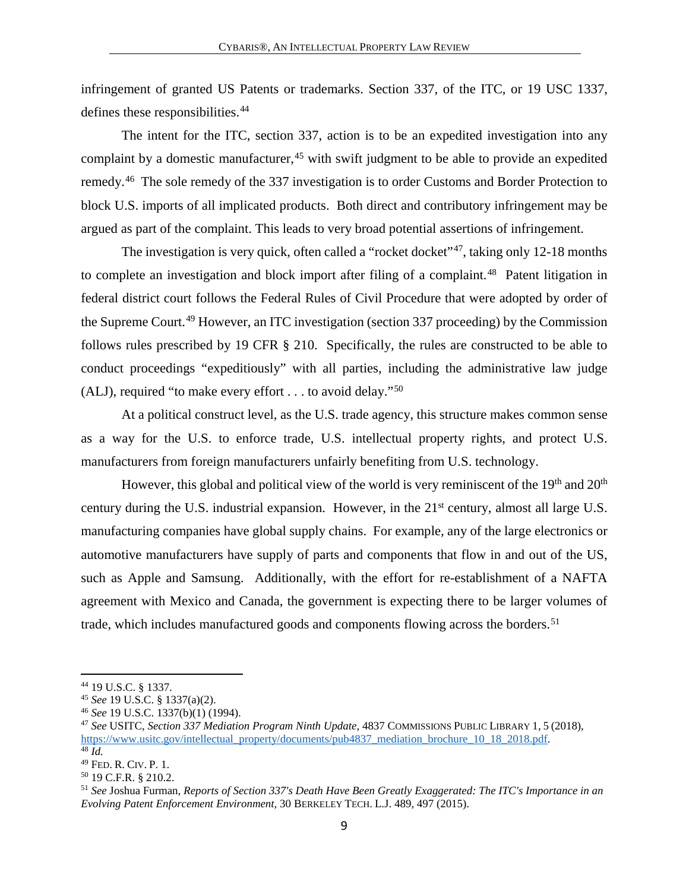infringement of granted US Patents or trademarks. Section 337, of the ITC, or 19 USC 1337, defines these responsibilities.[44]

The intent for the ITC, section 337, action is to be an expedited investigation into any complaint by a domestic manufacturer,[45] with swift judgment to be able to provide an expedited remedy.[46] The sole remedy of the 337 investigation is to order Customs and Border Protection to block U.S. imports of all implicated products. Both direct and contributory infringement may be argued as part of the complaint. This leads to very broad potential assertions of infringement.

The investigation is very quick, often called a "rocket docket"[47], taking only 12-18 months to complete an investigation and block import after filing of a complaint.[48] Patent litigation in federal district court follows the Federal Rules of Civil Procedure that were adopted by order of the Supreme Court.[49] However, an ITC investigation (section 337 proceeding) by the Commission follows rules prescribed by 19 CFR § 210. Specifically, the rules are constructed to be able to conduct proceedings "expeditiously" with all parties, including the administrative law judge (ALJ), required "to make every effort . . . to avoid delay."[50]

At a political construct level, as the U.S. trade agency, this structure makes common sense as a way for the U.S. to enforce trade, U.S. intellectual property rights, and protect U.S. manufacturers from foreign manufacturers unfairly benefiting from U.S. technology.

However, this global and political view of the world is very reminiscent of the 19th and 20th century during the U.S. industrial expansion. However, in the 21st century, almost all large U.S. manufacturing companies have global supply chains. For example, any of the large electronics or automotive manufacturers have supply of parts and components that flow in and out of the US, such as Apple and Samsung. Additionally, with the effort for re-establishment of a NAFTA agreement with Mexico and Canada, the government is expecting there to be larger volumes of trade, which includes manufactured goods and components flowing across the borders.[51]

---

[44] 19 U.S.C. § 1337.

[45] *See* 19 U.S.C. § 1337(a)(2).

[46] *See* 19 U.S.C. 1337(b)(1) (1994).

[47] *See* USITC, *Section 337 Mediation Program Ninth Update*, 4837 COMMISSIONS PUBLIC LIBRARY 1, 5 (2018), https://www.usitc.gov/intellectual_property/documents/pub4837_mediation_brochure_10_18_2018.pdf.

[48] *Id.*

[49] FED. R. CIV. P. 1.

[50] 19 C.F.R. § 210.2.

[51] *See* Joshua Furman, *Reports of Section 337's Death Have Been Greatly Exaggerated: The ITC's Importance in an Evolving Patent Enforcement Environment*, 30 BERKELEY TECH. L.J. 489, 497 (2015).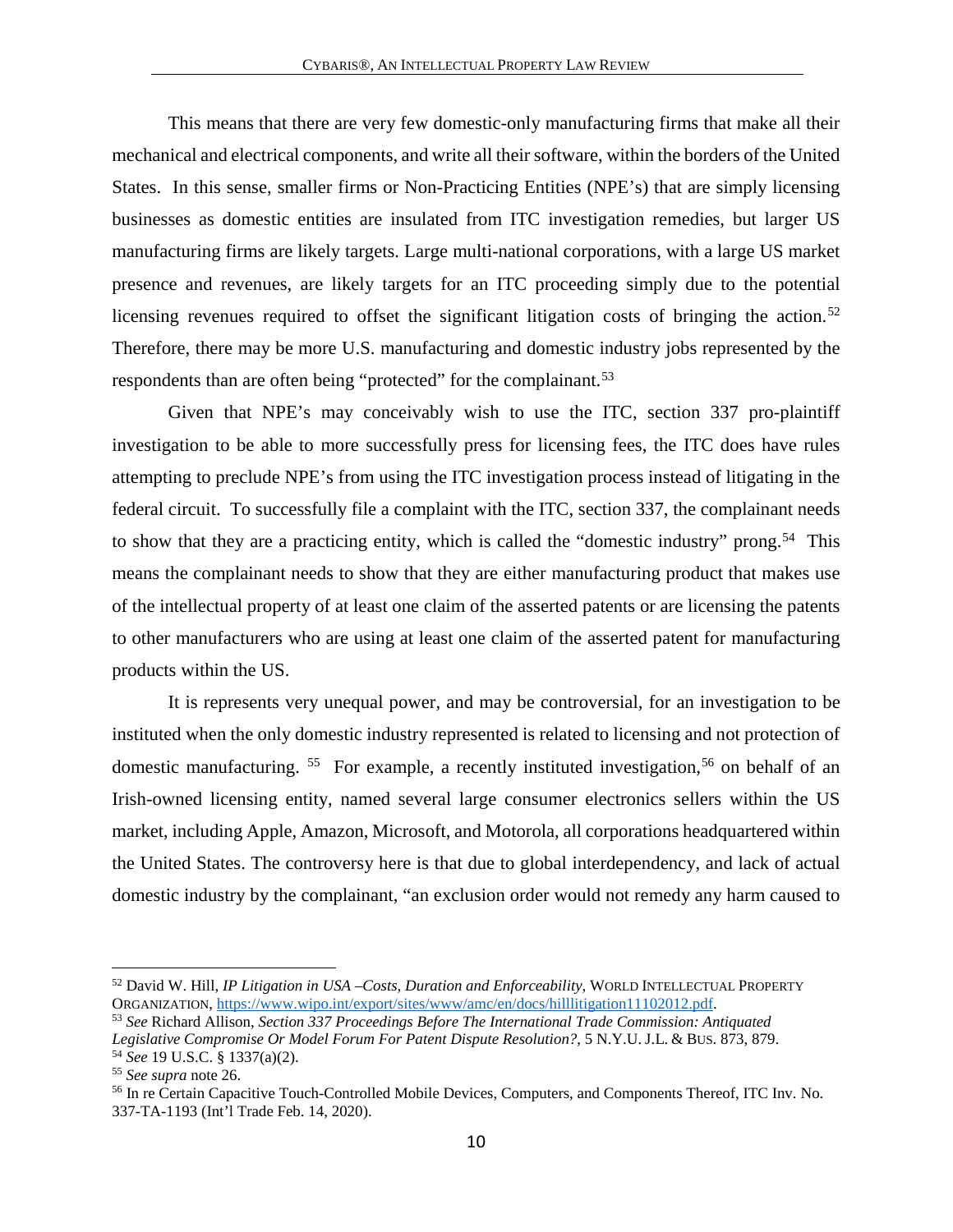This means that there are very few domestic-only manufacturing firms that make all their mechanical and electrical components, and write all their software, within the borders of the United States. In this sense, smaller firms or Non-Practicing Entities (NPE's) that are simply licensing businesses as domestic entities are insulated from ITC investigation remedies, but larger US manufacturing firms are likely targets. Large multi-national corporations, with a large US market presence and revenues, are likely targets for an ITC proceeding simply due to the potential licensing revenues required to offset the significant litigation costs of bringing the action.[52] Therefore, there may be more U.S. manufacturing and domestic industry jobs represented by the respondents than are often being "protected" for the complainant.[53]

Given that NPE's may conceivably wish to use the ITC, section 337 pro-plaintiff investigation to be able to more successfully press for licensing fees, the ITC does have rules attempting to preclude NPE's from using the ITC investigation process instead of litigating in the federal circuit. To successfully file a complaint with the ITC, section 337, the complainant needs to show that they are a practicing entity, which is called the "domestic industry" prong.[54] This means the complainant needs to show that they are either manufacturing product that makes use of the intellectual property of at least one claim of the asserted patents or are licensing the patents to other manufacturers who are using at least one claim of the asserted patent for manufacturing products within the US.

It is represents very unequal power, and may be controversial, for an investigation to be instituted when the only domestic industry represented is related to licensing and not protection of domestic manufacturing. [55] For example, a recently instituted investigation,[56] on behalf of an Irish-owned licensing entity, named several large consumer electronics sellers within the US market, including Apple, Amazon, Microsoft, and Motorola, all corporations headquartered within the United States. The controversy here is that due to global interdependency, and lack of actual domestic industry by the complainant, "an exclusion order would not remedy any harm caused to

---

[52] David W. Hill, *IP Litigation in USA –Costs, Duration and Enforceability*, WORLD INTELLECTUAL PROPERTY ORGANIZATION, https://www.wipo.int/export/sites/www/amc/en/docs/hilllitigation11102012.pdf.

[53] *See* Richard Allison, *Section 337 Proceedings Before The International Trade Commission: Antiquated Legislative Compromise Or Model Forum For Patent Dispute Resolution?*, 5 N.Y.U. J.L. & BUS. 873, 879.

[54] *See* 19 U.S.C. § 1337(a)(2).

[55] *See supra* note 26.

[56] In re Certain Capacitive Touch-Controlled Mobile Devices, Computers, and Components Thereof, ITC Inv. No. 337-TA-1193 (Int'l Trade Feb. 14, 2020).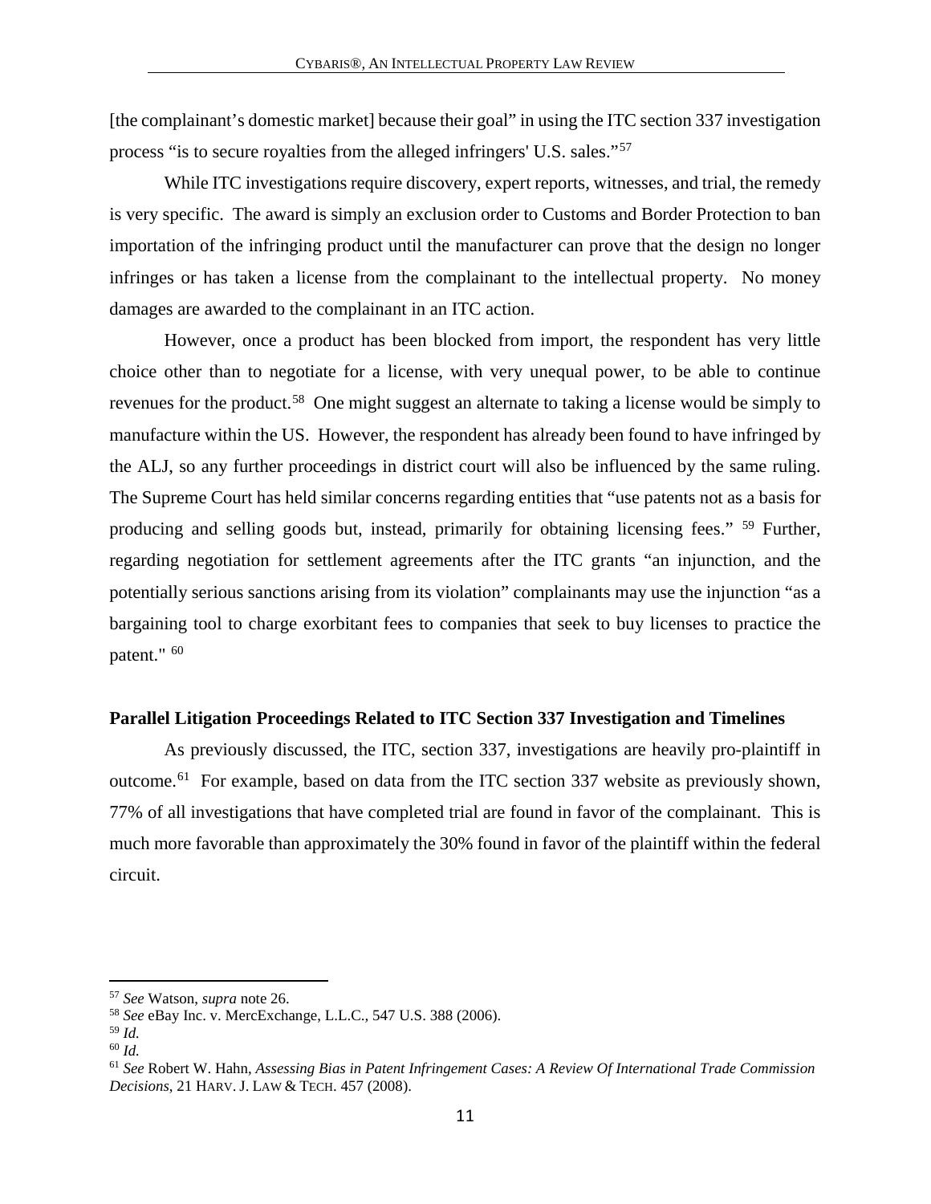[the complainant's domestic market] because their goal" in using the ITC section 337 investigation process "is to secure royalties from the alleged infringers' U.S. sales."[57]

While ITC investigations require discovery, expert reports, witnesses, and trial, the remedy is very specific. The award is simply an exclusion order to Customs and Border Protection to ban importation of the infringing product until the manufacturer can prove that the design no longer infringes or has taken a license from the complainant to the intellectual property. No money damages are awarded to the complainant in an ITC action.

However, once a product has been blocked from import, the respondent has very little choice other than to negotiate for a license, with very unequal power, to be able to continue revenues for the product.[58] One might suggest an alternate to taking a license would be simply to manufacture within the US. However, the respondent has already been found to have infringed by the ALJ, so any further proceedings in district court will also be influenced by the same ruling. The Supreme Court has held similar concerns regarding entities that "use patents not as a basis for producing and selling goods but, instead, primarily for obtaining licensing fees." [59] Further, regarding negotiation for settlement agreements after the ITC grants "an injunction, and the potentially serious sanctions arising from its violation" complainants may use the injunction "as a bargaining tool to charge exorbitant fees to companies that seek to buy licenses to practice the patent." [60]

**Parallel Litigation Proceedings Related to ITC Section 337 Investigation and Timelines**

As previously discussed, the ITC, section 337, investigations are heavily pro-plaintiff in outcome.[61] For example, based on data from the ITC section 337 website as previously shown, 77% of all investigations that have completed trial are found in favor of the complainant. This is much more favorable than approximately the 30% found in favor of the plaintiff within the federal circuit.

---

[57] *See* Watson, *supra* note 26.

[58] *See* eBay Inc. v. MercExchange, L.L.C., 547 U.S. 388 (2006).

[59] *Id.*

[60] *Id.*

[61] *See* Robert W. Hahn, *Assessing Bias in Patent Infringement Cases: A Review Of International Trade Commission Decisions*, 21 HARV. J. LAW & TECH. 457 (2008).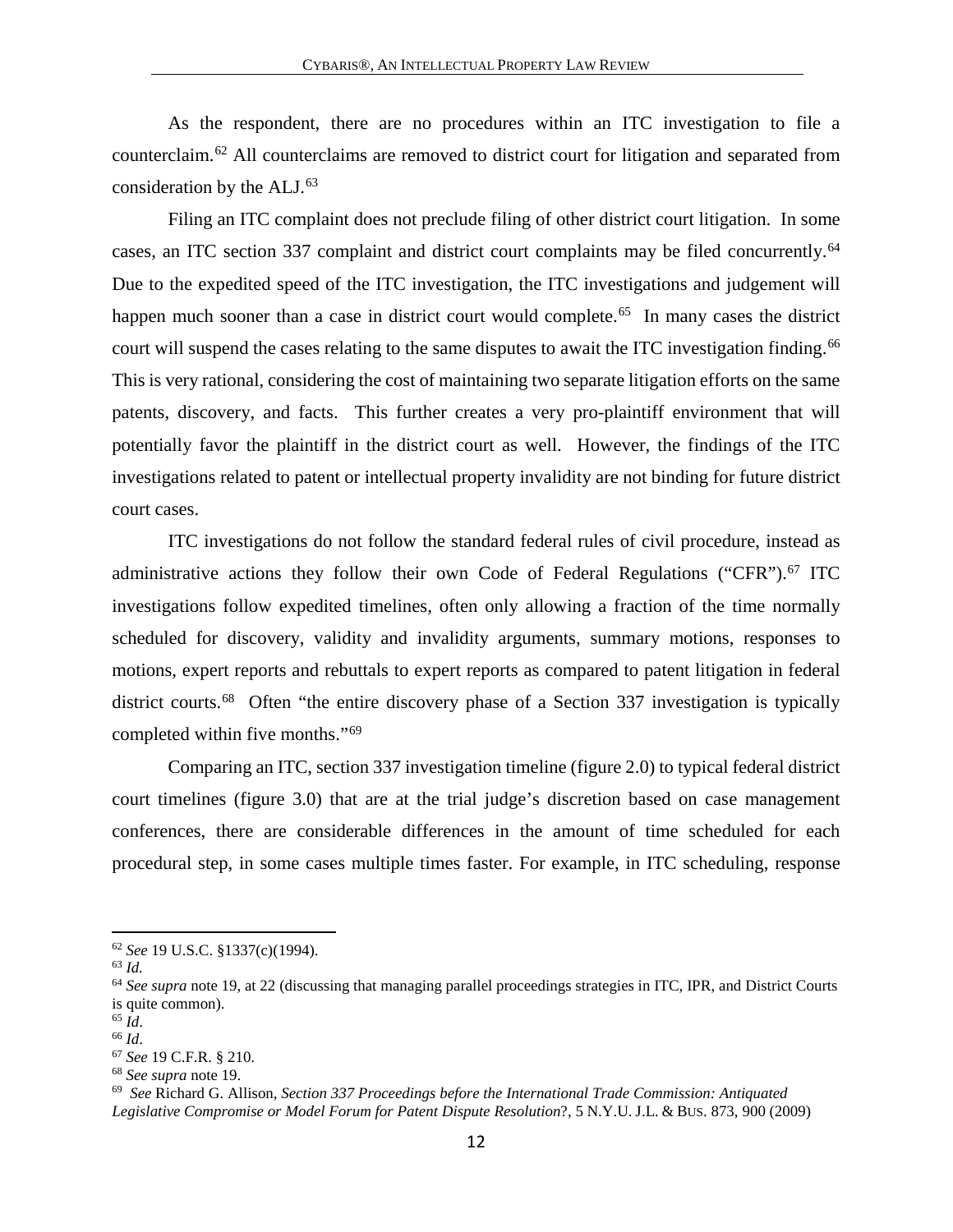As the respondent, there are no procedures within an ITC investigation to file a counterclaim.[62] All counterclaims are removed to district court for litigation and separated from consideration by the ALJ.[63]

Filing an ITC complaint does not preclude filing of other district court litigation. In some cases, an ITC section 337 complaint and district court complaints may be filed concurrently.[64] Due to the expedited speed of the ITC investigation, the ITC investigations and judgement will happen much sooner than a case in district court would complete.[65] In many cases the district court will suspend the cases relating to the same disputes to await the ITC investigation finding.[66] This is very rational, considering the cost of maintaining two separate litigation efforts on the same patents, discovery, and facts. This further creates a very pro-plaintiff environment that will potentially favor the plaintiff in the district court as well. However, the findings of the ITC investigations related to patent or intellectual property invalidity are not binding for future district court cases.

ITC investigations do not follow the standard federal rules of civil procedure, instead as administrative actions they follow their own Code of Federal Regulations ("CFR").[67] ITC investigations follow expedited timelines, often only allowing a fraction of the time normally scheduled for discovery, validity and invalidity arguments, summary motions, responses to motions, expert reports and rebuttals to expert reports as compared to patent litigation in federal district courts.[68] Often "the entire discovery phase of a Section 337 investigation is typically completed within five months."[69]

Comparing an ITC, section 337 investigation timeline (figure 2.0) to typical federal district court timelines (figure 3.0) that are at the trial judge's discretion based on case management conferences, there are considerable differences in the amount of time scheduled for each procedural step, in some cases multiple times faster. For example, in ITC scheduling, response

---

[62] *See* 19 U.S.C. §1337(c)(1994).

[63] *Id.*

[64] *See supra* note 19, at 22 (discussing that managing parallel proceedings strategies in ITC, IPR, and District Courts is quite common).

[65] *Id*.

[66] *Id*.

[67] *See* 19 C.F.R. § 210.

[68] *See supra* note 19.

[69] *See* Richard G. Allison, *Section 337 Proceedings before the International Trade Commission: Antiquated Legislative Compromise or Model Forum for Patent Dispute Resolution*?, 5 N.Y.U. J.L. & BUS. 873, 900 (2009)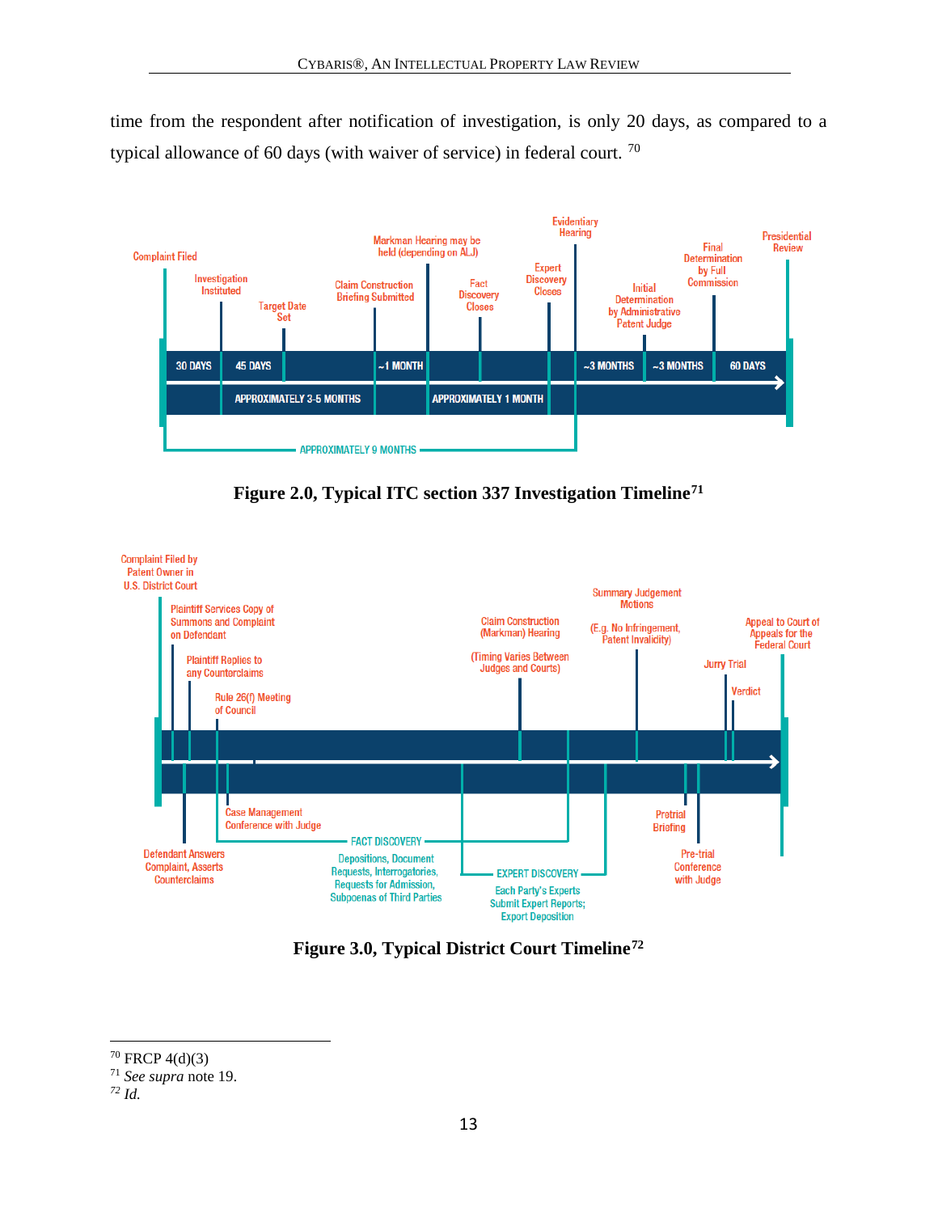time from the respondent after notification of investigation, is only 20 days, as compared to a typical allowance of 60 days (with waiver of service) in federal court. [70]

**Figure 2.0, Typical ITC section 337 Investigation Timeline[71]**

**Figure 3.0, Typical District Court Timeline[72]**

---

[70] FRCP 4(d)(3)

[71] *See supra* note 19.

[72] *Id.*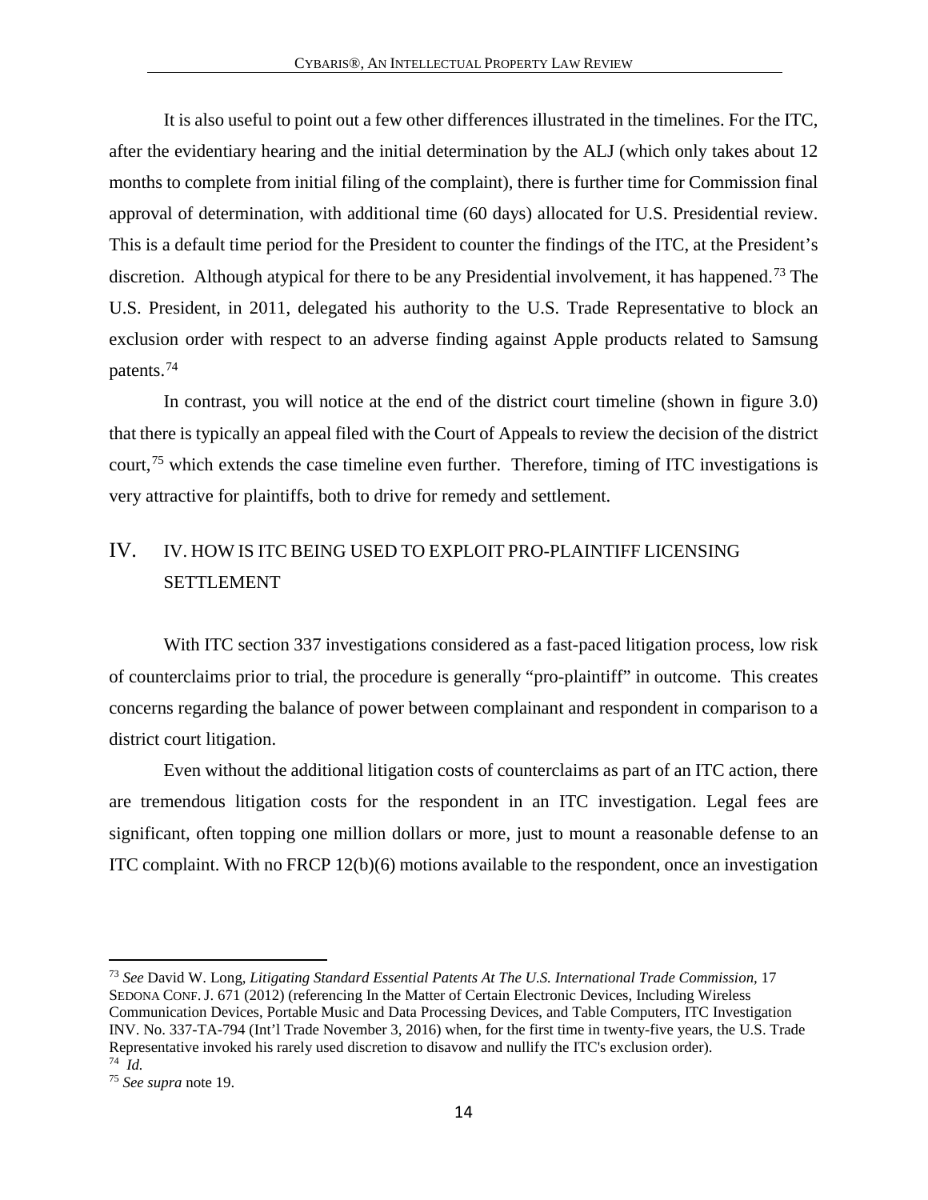It is also useful to point out a few other differences illustrated in the timelines. For the ITC, after the evidentiary hearing and the initial determination by the ALJ (which only takes about 12 months to complete from initial filing of the complaint), there is further time for Commission final approval of determination, with additional time (60 days) allocated for U.S. Presidential review. This is a default time period for the President to counter the findings of the ITC, at the President's discretion. Although atypical for there to be any Presidential involvement, it has happened.[73] The U.S. President, in 2011, delegated his authority to the U.S. Trade Representative to block an exclusion order with respect to an adverse finding against Apple products related to Samsung patents.[74]

In contrast, you will notice at the end of the district court timeline (shown in figure 3.0) that there is typically an appeal filed with the Court of Appeals to review the decision of the district court,[75] which extends the case timeline even further. Therefore, timing of ITC investigations is very attractive for plaintiffs, both to drive for remedy and settlement.

## IV. IV. HOW IS ITC BEING USED TO EXPLOIT PRO-PLAINTIFF LICENSING SETTLEMENT

With ITC section 337 investigations considered as a fast-paced litigation process, low risk of counterclaims prior to trial, the procedure is generally "pro-plaintiff" in outcome. This creates concerns regarding the balance of power between complainant and respondent in comparison to a district court litigation.

Even without the additional litigation costs of counterclaims as part of an ITC action, there are tremendous litigation costs for the respondent in an ITC investigation. Legal fees are significant, often topping one million dollars or more, just to mount a reasonable defense to an ITC complaint. With no FRCP 12(b)(6) motions available to the respondent, once an investigation

---

[73] *See* David W. Long, *Litigating Standard Essential Patents At The U.S. International Trade Commission*, 17 SEDONA CONF. J. 671 (2012) (referencing In the Matter of Certain Electronic Devices, Including Wireless Communication Devices, Portable Music and Data Processing Devices, and Table Computers, ITC Investigation INV. No. 337-TA-794 (Int'l Trade November 3, 2016) when, for the first time in twenty-five years, the U.S. Trade Representative invoked his rarely used discretion to disavow and nullify the ITC's exclusion order).

[74] *Id.*

[75] *See supra* note 19.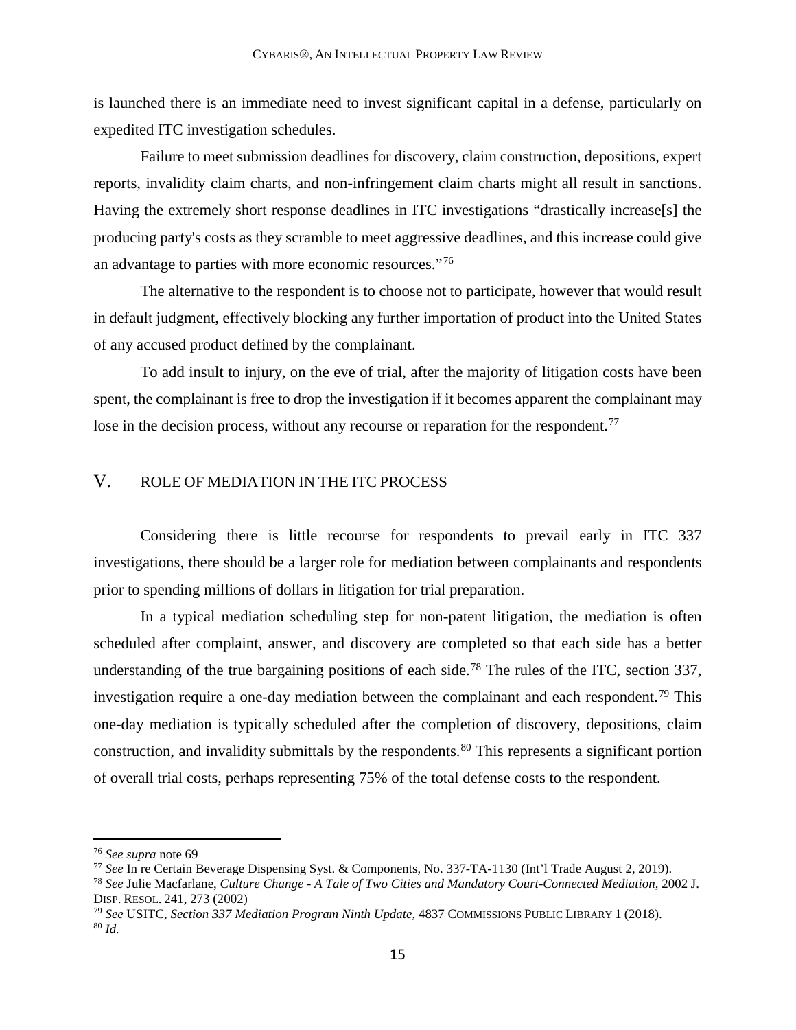is launched there is an immediate need to invest significant capital in a defense, particularly on expedited ITC investigation schedules.

Failure to meet submission deadlines for discovery, claim construction, depositions, expert reports, invalidity claim charts, and non-infringement claim charts might all result in sanctions. Having the extremely short response deadlines in ITC investigations "drastically increase[s] the producing party's costs as they scramble to meet aggressive deadlines, and this increase could give an advantage to parties with more economic resources."[76]

The alternative to the respondent is to choose not to participate, however that would result in default judgment, effectively blocking any further importation of product into the United States of any accused product defined by the complainant.

To add insult to injury, on the eve of trial, after the majority of litigation costs have been spent, the complainant is free to drop the investigation if it becomes apparent the complainant may lose in the decision process, without any recourse or reparation for the respondent.[77]

## V. ROLE OF MEDIATION IN THE ITC PROCESS

Considering there is little recourse for respondents to prevail early in ITC 337 investigations, there should be a larger role for mediation between complainants and respondents prior to spending millions of dollars in litigation for trial preparation.

In a typical mediation scheduling step for non-patent litigation, the mediation is often scheduled after complaint, answer, and discovery are completed so that each side has a better understanding of the true bargaining positions of each side.[78] The rules of the ITC, section 337, investigation require a one-day mediation between the complainant and each respondent.[79] This one-day mediation is typically scheduled after the completion of discovery, depositions, claim construction, and invalidity submittals by the respondents.[80] This represents a significant portion of overall trial costs, perhaps representing 75% of the total defense costs to the respondent.

---

[76] *See supra* note 69

[77] *See* In re Certain Beverage Dispensing Syst. & Components, No. 337-TA-1130 (Int'l Trade August 2, 2019).

[78] *See* Julie Macfarlane, *Culture Change - A Tale of Two Cities and Mandatory Court-Connected Mediation*, 2002 J. DISP. RESOL. 241, 273 (2002)

[79] *See* USITC, *Section 337 Mediation Program Ninth Update*, 4837 COMMISSIONS PUBLIC LIBRARY 1 (2018).

[80] *Id.*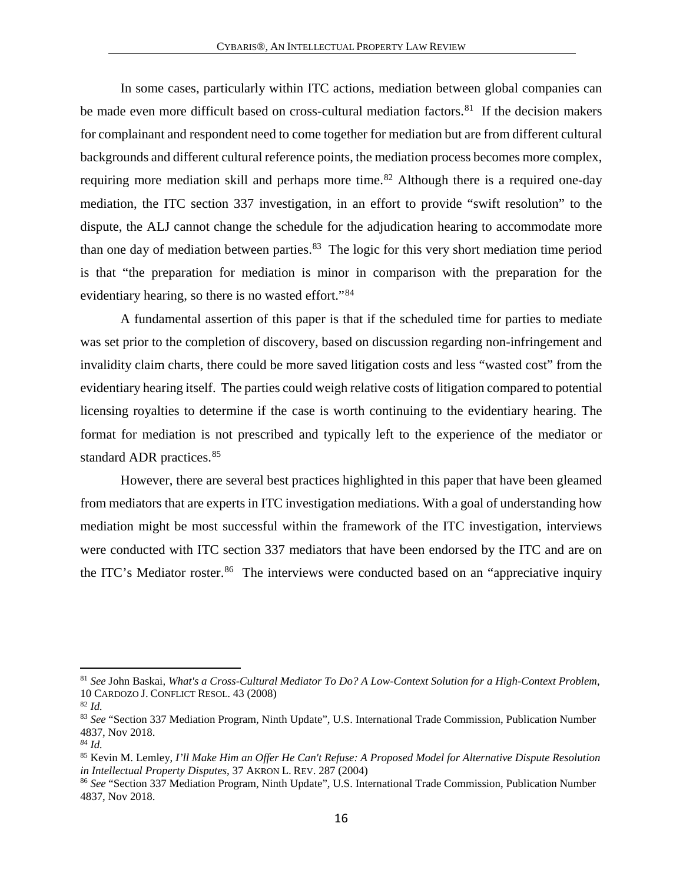In some cases, particularly within ITC actions, mediation between global companies can be made even more difficult based on cross-cultural mediation factors.[81] If the decision makers for complainant and respondent need to come together for mediation but are from different cultural backgrounds and different cultural reference points, the mediation process becomes more complex, requiring more mediation skill and perhaps more time.[82] Although there is a required one-day mediation, the ITC section 337 investigation, in an effort to provide "swift resolution" to the dispute, the ALJ cannot change the schedule for the adjudication hearing to accommodate more than one day of mediation between parties.[83] The logic for this very short mediation time period is that "the preparation for mediation is minor in comparison with the preparation for the evidentiary hearing, so there is no wasted effort."[84]

A fundamental assertion of this paper is that if the scheduled time for parties to mediate was set prior to the completion of discovery, based on discussion regarding non-infringement and invalidity claim charts, there could be more saved litigation costs and less "wasted cost" from the evidentiary hearing itself. The parties could weigh relative costs of litigation compared to potential licensing royalties to determine if the case is worth continuing to the evidentiary hearing. The format for mediation is not prescribed and typically left to the experience of the mediator or standard ADR practices.[85]

However, there are several best practices highlighted in this paper that have been gleamed from mediators that are experts in ITC investigation mediations. With a goal of understanding how mediation might be most successful within the framework of the ITC investigation, interviews were conducted with ITC section 337 mediators that have been endorsed by the ITC and are on the ITC's Mediator roster.[86] The interviews were conducted based on an "appreciative inquiry

---

[81] *See* John Baskai, *What's a Cross-Cultural Mediator To Do? A Low-Context Solution for a High-Context Problem*, 10 CARDOZO J. CONFLICT RESOL. 43 (2008)

[82] *Id.*

[83] *See* "Section 337 Mediation Program, Ninth Update", U.S. International Trade Commission, Publication Number 4837, Nov 2018.

[84] *Id.*

[85] Kevin M. Lemley, *I'll Make Him an Offer He Can't Refuse: A Proposed Model for Alternative Dispute Resolution in Intellectual Property Disputes*, 37 AKRON L. REV. 287 (2004)

[86] *See* "Section 337 Mediation Program, Ninth Update", U.S. International Trade Commission, Publication Number 4837, Nov 2018.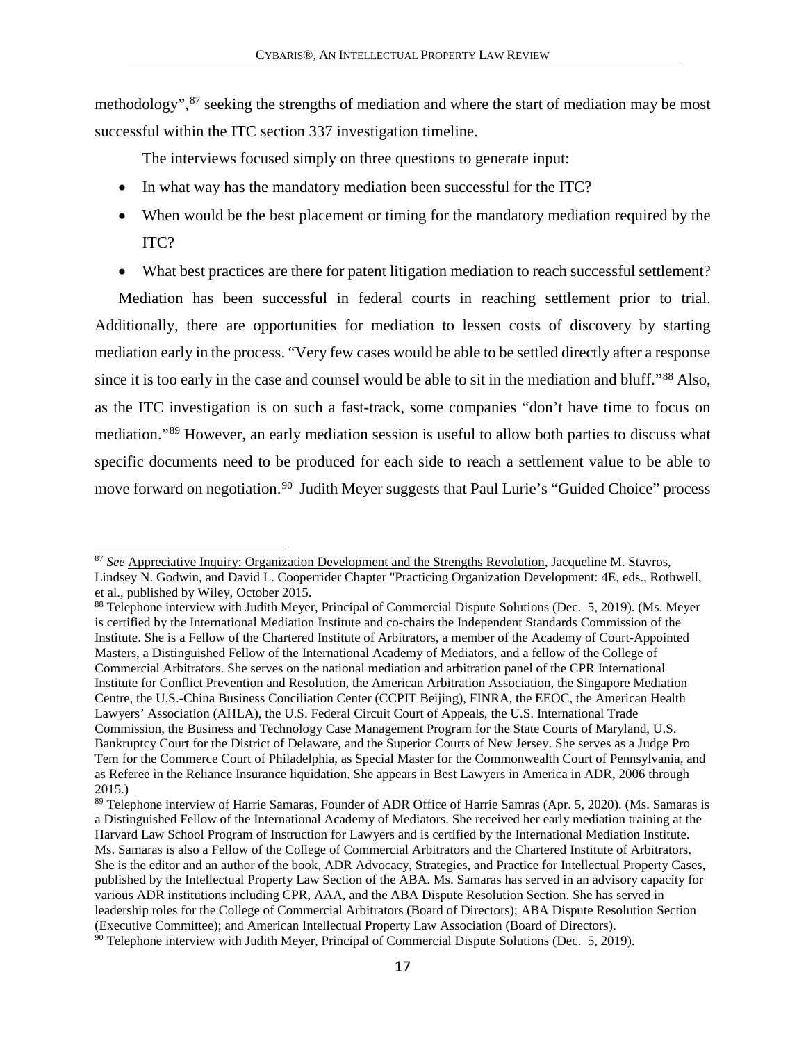methodology",[87] seeking the strengths of mediation and where the start of mediation may be most successful within the ITC section 337 investigation timeline.

The interviews focused simply on three questions to generate input:

- In what way has the mandatory mediation been successful for the ITC?
- When would be the best placement or timing for the mandatory mediation required by the ITC?
- What best practices are there for patent litigation mediation to reach successful settlement?

Mediation has been successful in federal courts in reaching settlement prior to trial. Additionally, there are opportunities for mediation to lessen costs of discovery by starting mediation early in the process. "Very few cases would be able to be settled directly after a response since it is too early in the case and counsel would be able to sit in the mediation and bluff."[88] Also, as the ITC investigation is on such a fast-track, some companies "don't have time to focus on mediation."[89] However, an early mediation session is useful to allow both parties to discuss what specific documents need to be produced for each side to reach a settlement value to be able to move forward on negotiation.[90] Judith Meyer suggests that Paul Lurie's "Guided Choice" process

---

[87] *See* Appreciative Inquiry: Organization Development and the Strengths Revolution, Jacqueline M. Stavros, Lindsey N. Godwin, and David L. Cooperrider Chapter "Practicing Organization Development: 4E, eds., Rothwell, et al., published by Wiley, October 2015.

[88] Telephone interview with Judith Meyer, Principal of Commercial Dispute Solutions (Dec. 5, 2019). (Ms. Meyer is certified by the International Mediation Institute and co-chairs the Independent Standards Commission of the Institute. She is a Fellow of the Chartered Institute of Arbitrators, a member of the Academy of Court-Appointed Masters, a Distinguished Fellow of the International Academy of Mediators, and a fellow of the College of Commercial Arbitrators. She serves on the national mediation and arbitration panel of the CPR International Institute for Conflict Prevention and Resolution, the American Arbitration Association, the Singapore Mediation Centre, the U.S.-China Business Conciliation Center (CCPIT Beijing), FINRA, the EEOC, the American Health Lawyers' Association (AHLA), the U.S. Federal Circuit Court of Appeals, the U.S. International Trade Commission, the Business and Technology Case Management Program for the State Courts of Maryland, U.S. Bankruptcy Court for the District of Delaware, and the Superior Courts of New Jersey. She serves as a Judge Pro Tem for the Commerce Court of Philadelphia, as Special Master for the Commonwealth Court of Pennsylvania, and as Referee in the Reliance Insurance liquidation. She appears in Best Lawyers in America in ADR, 2006 through 2015.)

[89] Telephone interview of Harrie Samaras, Founder of ADR Office of Harrie Samras (Apr. 5, 2020). (Ms. Samaras is a Distinguished Fellow of the International Academy of Mediators. She received her early mediation training at the Harvard Law School Program of Instruction for Lawyers and is certified by the International Mediation Institute. Ms. Samaras is also a Fellow of the College of Commercial Arbitrators and the Chartered Institute of Arbitrators. She is the editor and an author of the book, ADR Advocacy, Strategies, and Practice for Intellectual Property Cases, published by the Intellectual Property Law Section of the ABA. Ms. Samaras has served in an advisory capacity for various ADR institutions including CPR, AAA, and the ABA Dispute Resolution Section. She has served in leadership roles for the College of Commercial Arbitrators (Board of Directors); ABA Dispute Resolution Section (Executive Committee); and American Intellectual Property Law Association (Board of Directors).

[90] Telephone interview with Judith Meyer, Principal of Commercial Dispute Solutions (Dec. 5, 2019).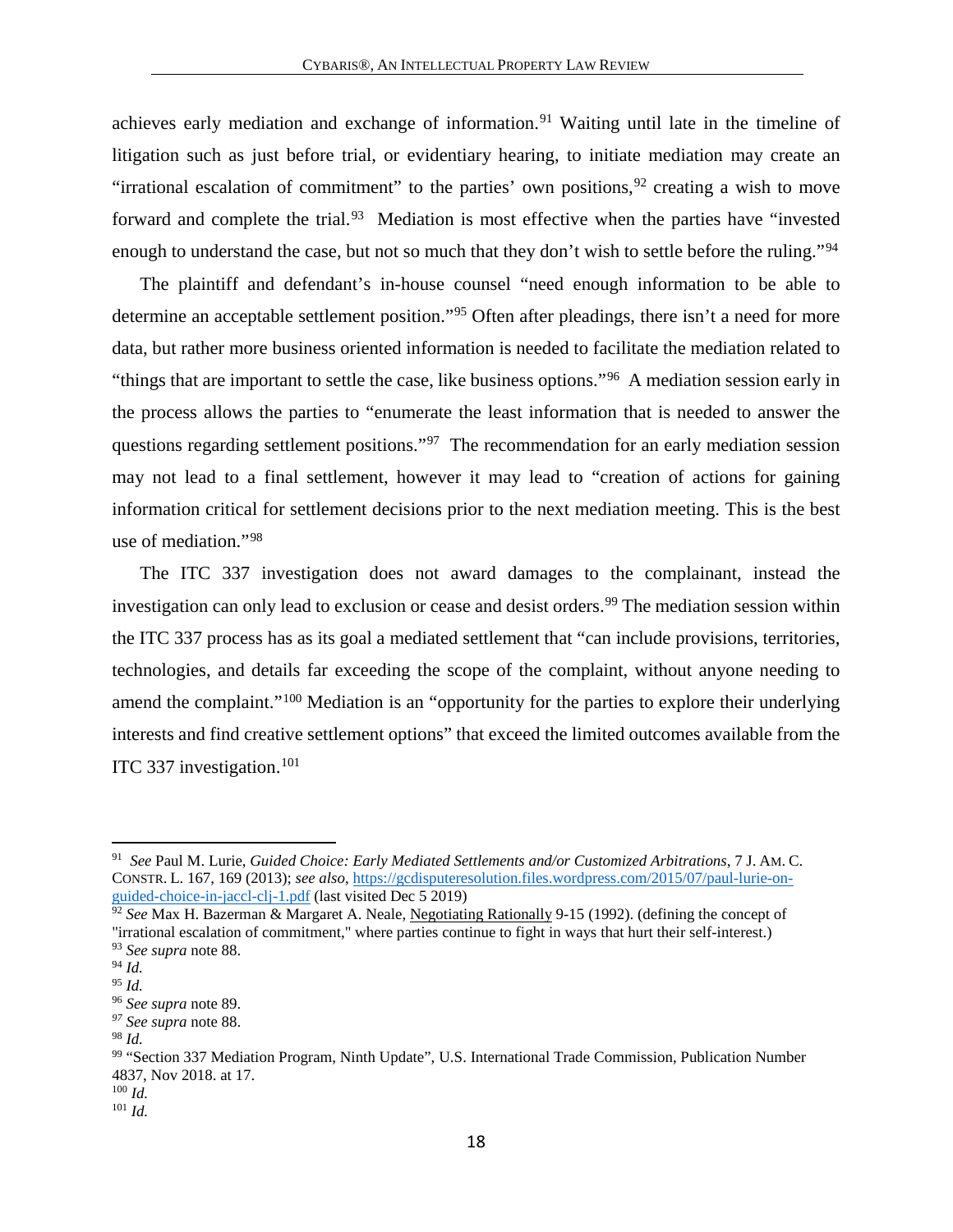achieves early mediation and exchange of information.[91] Waiting until late in the timeline of litigation such as just before trial, or evidentiary hearing, to initiate mediation may create an "irrational escalation of commitment" to the parties' own positions,[92] creating a wish to move forward and complete the trial.[93] Mediation is most effective when the parties have "invested enough to understand the case, but not so much that they don't wish to settle before the ruling."[94]

The plaintiff and defendant's in-house counsel "need enough information to be able to determine an acceptable settlement position."[95] Often after pleadings, there isn't a need for more data, but rather more business oriented information is needed to facilitate the mediation related to "things that are important to settle the case, like business options."[96] A mediation session early in the process allows the parties to "enumerate the least information that is needed to answer the questions regarding settlement positions."[97] The recommendation for an early mediation session may not lead to a final settlement, however it may lead to "creation of actions for gaining information critical for settlement decisions prior to the next mediation meeting. This is the best use of mediation."[98]

The ITC 337 investigation does not award damages to the complainant, instead the investigation can only lead to exclusion or cease and desist orders.[99] The mediation session within the ITC 337 process has as its goal a mediated settlement that "can include provisions, territories, technologies, and details far exceeding the scope of the complaint, without anyone needing to amend the complaint."[100] Mediation is an "opportunity for the parties to explore their underlying interests and find creative settlement options" that exceed the limited outcomes available from the ITC 337 investigation.[101]

---

[91] *See* Paul M. Lurie, *Guided Choice: Early Mediated Settlements and/or Customized Arbitrations*, 7 J. AM. C. CONSTR. L. 167, 169 (2013); *see also*, https://gcdisputeresolution.files.wordpress.com/2015/07/paul-lurie-on-guided-choice-in-jaccl-clj-1.pdf (last visited Dec 5 2019)

[92] *See* Max H. Bazerman & Margaret A. Neale, Negotiating Rationally 9-15 (1992). (defining the concept of "irrational escalation of commitment," where parties continue to fight in ways that hurt their self-interest.)

[93] *See supra* note 88.

[94] *Id.*

[95] *Id.*

[96] *See supra* note 89.

[97] *See supra* note 88.

[98] *Id.*

[99] "Section 337 Mediation Program, Ninth Update", U.S. International Trade Commission, Publication Number 4837, Nov 2018. at 17.

[100] *Id.*

[101] *Id.*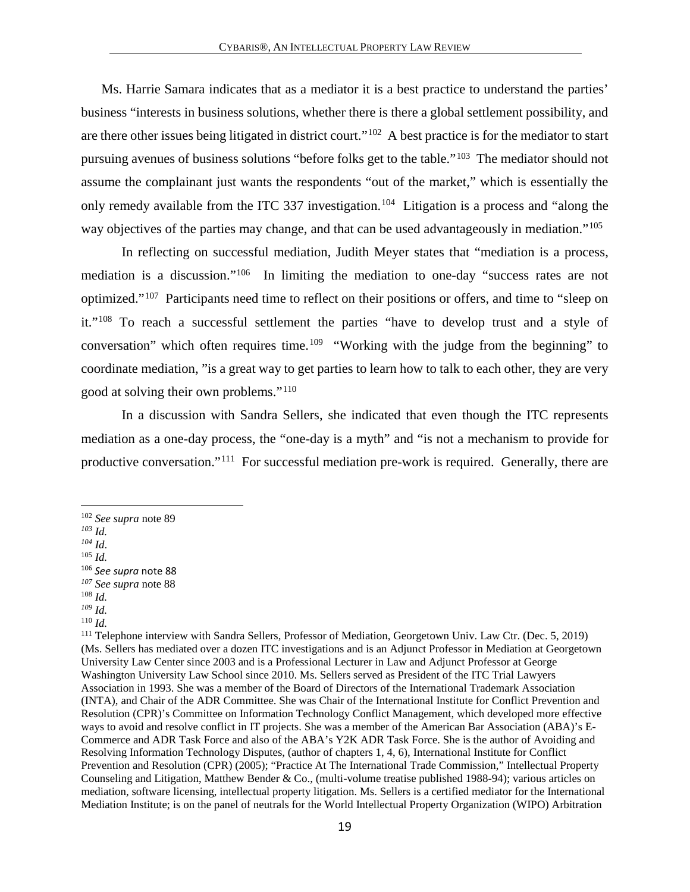Ms. Harrie Samara indicates that as a mediator it is a best practice to understand the parties' business "interests in business solutions, whether there is there a global settlement possibility, and are there other issues being litigated in district court."[102] A best practice is for the mediator to start pursuing avenues of business solutions "before folks get to the table."[103] The mediator should not assume the complainant just wants the respondents "out of the market," which is essentially the only remedy available from the ITC 337 investigation.[104] Litigation is a process and "along the way objectives of the parties may change, and that can be used advantageously in mediation."[105]

In reflecting on successful mediation, Judith Meyer states that "mediation is a process, mediation is a discussion."[106] In limiting the mediation to one-day "success rates are not optimized."[107] Participants need time to reflect on their positions or offers, and time to "sleep on it."[108] To reach a successful settlement the parties "have to develop trust and a style of conversation" which often requires time.[109] "Working with the judge from the beginning" to coordinate mediation, "is a great way to get parties to learn how to talk to each other, they are very good at solving their own problems."[110]

In a discussion with Sandra Sellers, she indicated that even though the ITC represents mediation as a one-day process, the "one-day is a myth" and "is not a mechanism to provide for productive conversation."[111] For successful mediation pre-work is required. Generally, there are

---

[102] *See supra* note 89
[103] *Id.*
[104] *Id*.
[105] *Id.*
[106] *See supra* note 88
[107] *See supra* note 88
[108] *Id.*
[109] *Id.*
[110] *Id.*
[111] Telephone interview with Sandra Sellers, Professor of Mediation, Georgetown Univ. Law Ctr. (Dec. 5, 2019) (Ms. Sellers has mediated over a dozen ITC investigations and is an Adjunct Professor in Mediation at Georgetown University Law Center since 2003 and is a Professional Lecturer in Law and Adjunct Professor at George Washington University Law School since 2010. Ms. Sellers served as President of the ITC Trial Lawyers Association in 1993. She was a member of the Board of Directors of the International Trademark Association (INTA), and Chair of the ADR Committee. She was Chair of the International Institute for Conflict Prevention and Resolution (CPR)'s Committee on Information Technology Conflict Management, which developed more effective ways to avoid and resolve conflict in IT projects. She was a member of the American Bar Association (ABA)'s E-Commerce and ADR Task Force and also of the ABA's Y2K ADR Task Force. She is the author of Avoiding and Resolving Information Technology Disputes, (author of chapters 1, 4, 6), International Institute for Conflict Prevention and Resolution (CPR) (2005); "Practice At The International Trade Commission," Intellectual Property Counseling and Litigation, Matthew Bender & Co., (multi-volume treatise published 1988-94); various articles on mediation, software licensing, intellectual property litigation. Ms. Sellers is a certified mediator for the International Mediation Institute; is on the panel of neutrals for the World Intellectual Property Organization (WIPO) Arbitration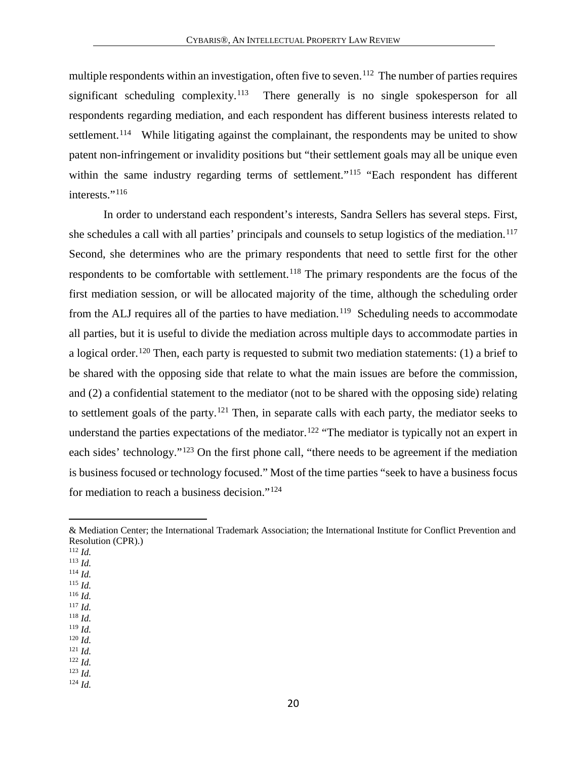multiple respondents within an investigation, often five to seven.[112] The number of parties requires significant scheduling complexity.[113] There generally is no single spokesperson for all respondents regarding mediation, and each respondent has different business interests related to settlement.[114] While litigating against the complainant, the respondents may be united to show patent non-infringement or invalidity positions but "their settlement goals may all be unique even within the same industry regarding terms of settlement."[115] "Each respondent has different interests."[116]

In order to understand each respondent's interests, Sandra Sellers has several steps. First, she schedules a call with all parties' principals and counsels to setup logistics of the mediation.[117] Second, she determines who are the primary respondents that need to settle first for the other respondents to be comfortable with settlement.[118] The primary respondents are the focus of the first mediation session, or will be allocated majority of the time, although the scheduling order from the ALJ requires all of the parties to have mediation.[119] Scheduling needs to accommodate all parties, but it is useful to divide the mediation across multiple days to accommodate parties in a logical order.[120] Then, each party is requested to submit two mediation statements: (1) a brief to be shared with the opposing side that relate to what the main issues are before the commission, and (2) a confidential statement to the mediator (not to be shared with the opposing side) relating to settlement goals of the party.[121] Then, in separate calls with each party, the mediator seeks to understand the parties expectations of the mediator.[122] "The mediator is typically not an expert in each sides' technology."[123] On the first phone call, "there needs to be agreement if the mediation is business focused or technology focused." Most of the time parties "seek to have a business focus for mediation to reach a business decision."[124]

---

& Mediation Center; the International Trademark Association; the International Institute for Conflict Prevention and Resolution (CPR).)

[112] *Id.*
[113] *Id.*
[114] *Id.*
[115] *Id.*
[116] *Id.*
[117] *Id.*
[118] *Id.*
[119] *Id.*
[120] *Id.*
[121] *Id.*
[122] *Id.*
[123] *Id.*
[124] *Id.*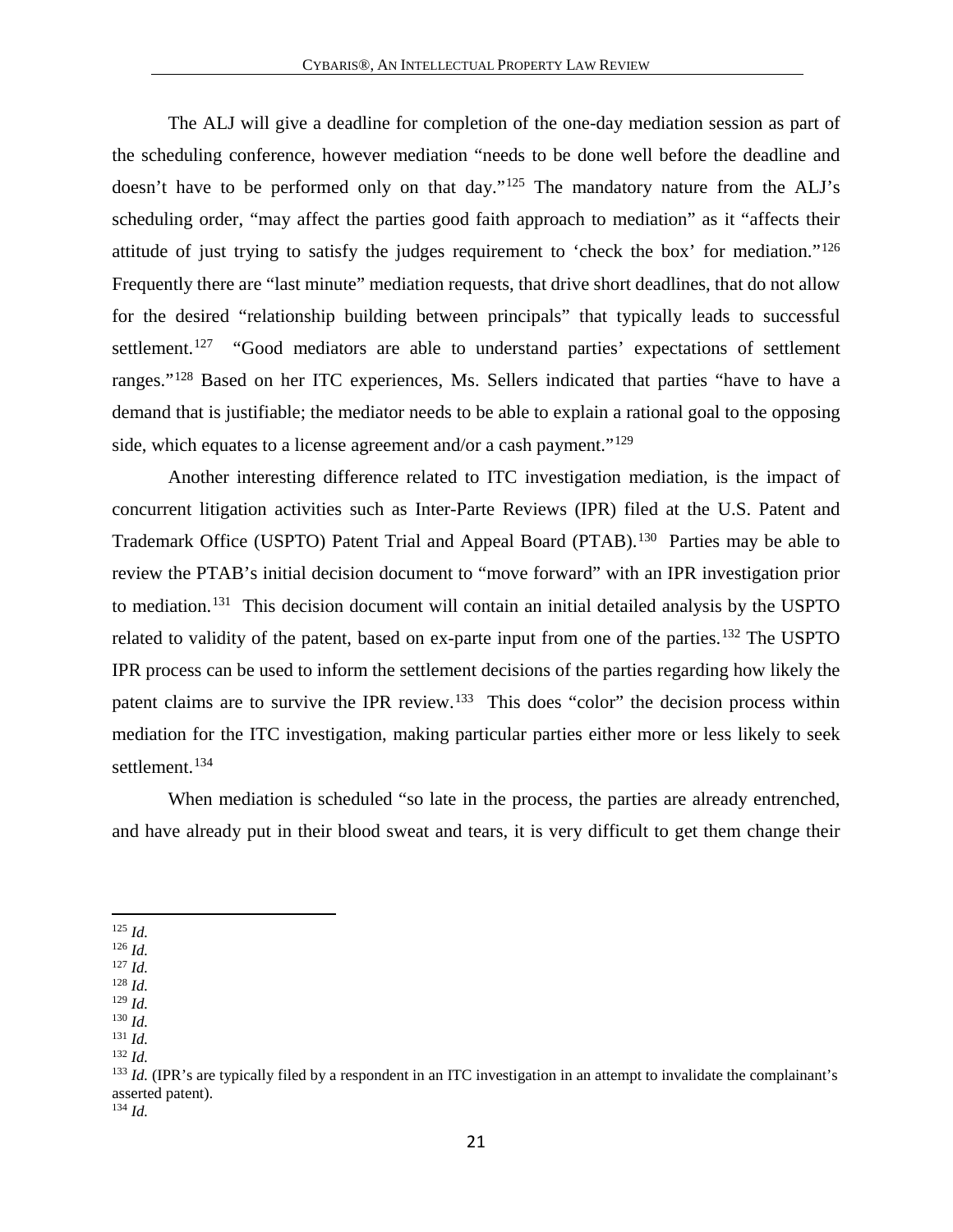The ALJ will give a deadline for completion of the one-day mediation session as part of the scheduling conference, however mediation "needs to be done well before the deadline and doesn't have to be performed only on that day."[125] The mandatory nature from the ALJ's scheduling order, "may affect the parties good faith approach to mediation" as it "affects their attitude of just trying to satisfy the judges requirement to 'check the box' for mediation."[126] Frequently there are "last minute" mediation requests, that drive short deadlines, that do not allow for the desired "relationship building between principals" that typically leads to successful settlement.[127] "Good mediators are able to understand parties' expectations of settlement ranges."[128] Based on her ITC experiences, Ms. Sellers indicated that parties "have to have a demand that is justifiable; the mediator needs to be able to explain a rational goal to the opposing side, which equates to a license agreement and/or a cash payment."[129]

Another interesting difference related to ITC investigation mediation, is the impact of concurrent litigation activities such as Inter-Parte Reviews (IPR) filed at the U.S. Patent and Trademark Office (USPTO) Patent Trial and Appeal Board (PTAB).[130] Parties may be able to review the PTAB's initial decision document to "move forward" with an IPR investigation prior to mediation.[131] This decision document will contain an initial detailed analysis by the USPTO related to validity of the patent, based on ex-parte input from one of the parties.[132] The USPTO IPR process can be used to inform the settlement decisions of the parties regarding how likely the patent claims are to survive the IPR review.[133] This does "color" the decision process within mediation for the ITC investigation, making particular parties either more or less likely to seek settlement.[134]

When mediation is scheduled "so late in the process, the parties are already entrenched, and have already put in their blood sweat and tears, it is very difficult to get them change their

---

[125] *Id.*
[126] *Id.*
[127] *Id.*
[128] *Id.*
[129] *Id.*
[130] *Id.*
[131] *Id.*
[132] *Id.*
[133] *Id.* (IPR's are typically filed by a respondent in an ITC investigation in an attempt to invalidate the complainant's asserted patent).
[134] *Id.*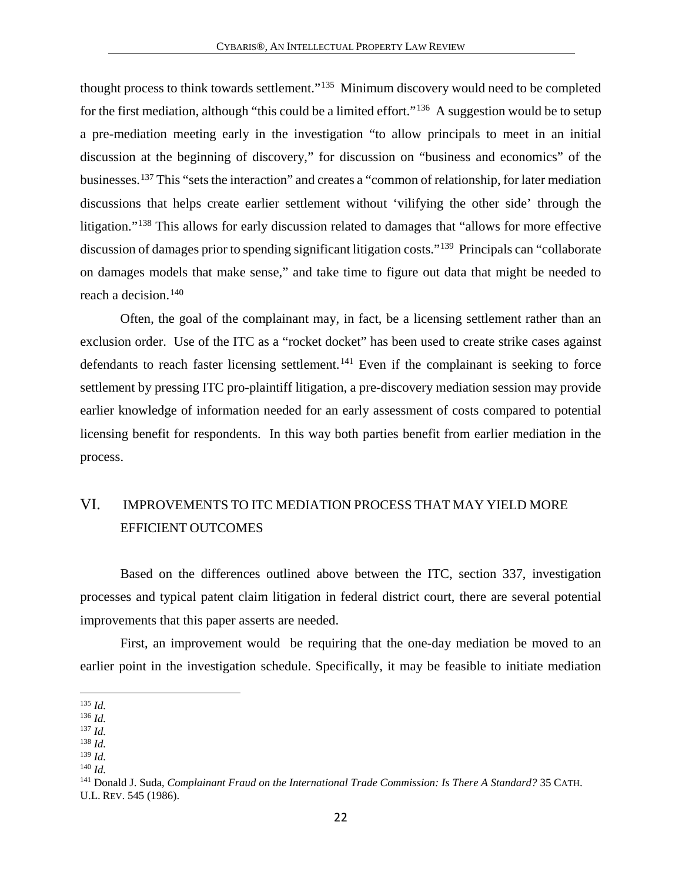thought process to think towards settlement."[135] Minimum discovery would need to be completed for the first mediation, although "this could be a limited effort."[136] A suggestion would be to setup a pre-mediation meeting early in the investigation "to allow principals to meet in an initial discussion at the beginning of discovery," for discussion on "business and economics" of the businesses.[137] This "sets the interaction" and creates a "common of relationship, for later mediation discussions that helps create earlier settlement without 'vilifying the other side' through the litigation."[138] This allows for early discussion related to damages that "allows for more effective discussion of damages prior to spending significant litigation costs."[139] Principals can "collaborate on damages models that make sense," and take time to figure out data that might be needed to reach a decision.[140]

Often, the goal of the complainant may, in fact, be a licensing settlement rather than an exclusion order. Use of the ITC as a "rocket docket" has been used to create strike cases against defendants to reach faster licensing settlement.[141] Even if the complainant is seeking to force settlement by pressing ITC pro-plaintiff litigation, a pre-discovery mediation session may provide earlier knowledge of information needed for an early assessment of costs compared to potential licensing benefit for respondents. In this way both parties benefit from earlier mediation in the process.

## VI. IMPROVEMENTS TO ITC MEDIATION PROCESS THAT MAY YIELD MORE EFFICIENT OUTCOMES

Based on the differences outlined above between the ITC, section 337, investigation processes and typical patent claim litigation in federal district court, there are several potential improvements that this paper asserts are needed.

First, an improvement would be requiring that the one-day mediation be moved to an earlier point in the investigation schedule. Specifically, it may be feasible to initiate mediation

---

[135] *Id.*
[136] *Id.*
[137] *Id.*
[138] *Id.*
[139] *Id.*
[140] *Id.*
[141] Donald J. Suda, *Complainant Fraud on the International Trade Commission: Is There A Standard?* 35 CATH. U.L. REV. 545 (1986).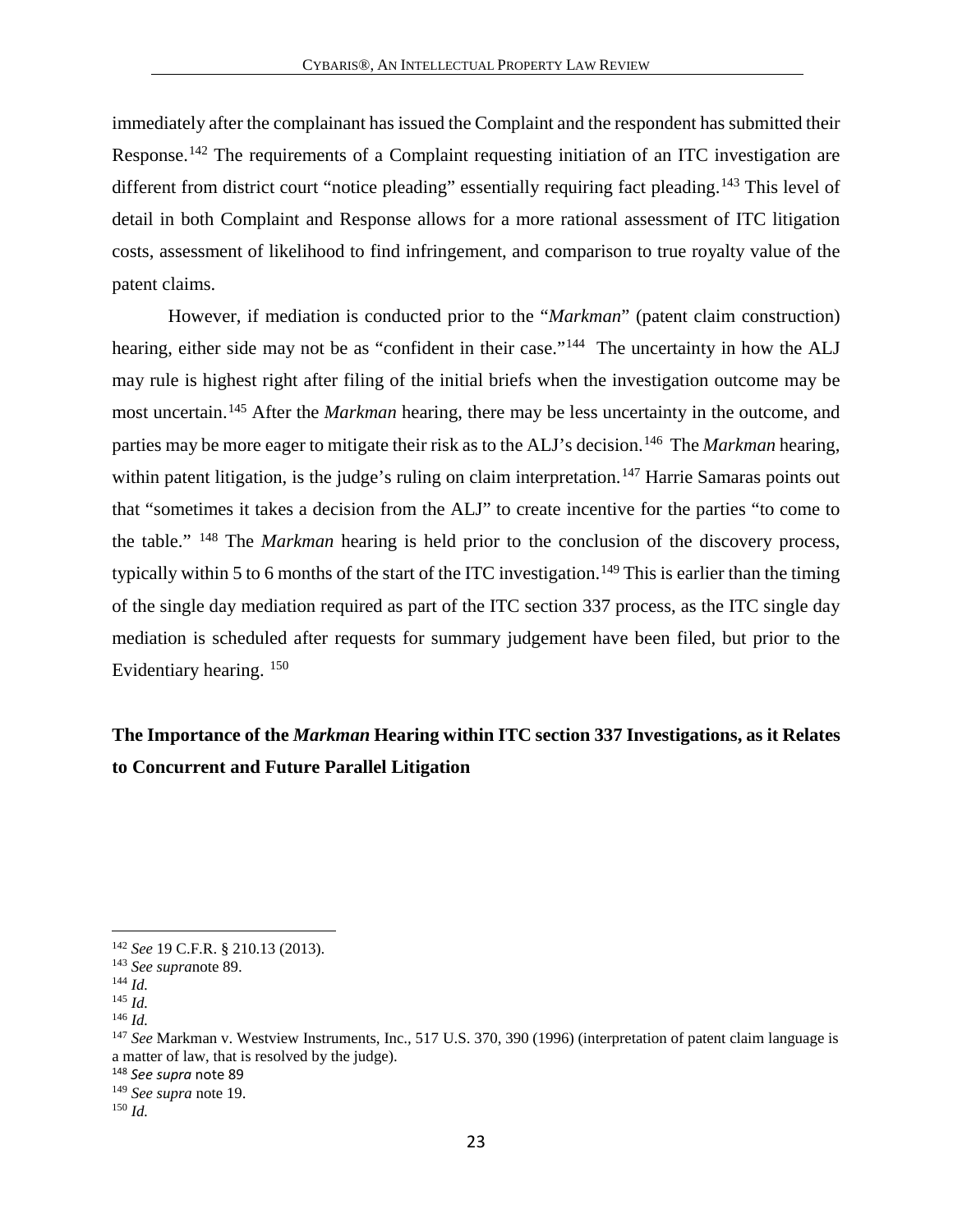immediately after the complainant has issued the Complaint and the respondent has submitted their Response.[142] The requirements of a Complaint requesting initiation of an ITC investigation are different from district court "notice pleading" essentially requiring fact pleading.[143] This level of detail in both Complaint and Response allows for a more rational assessment of ITC litigation costs, assessment of likelihood to find infringement, and comparison to true royalty value of the patent claims.

However, if mediation is conducted prior to the "*Markman*" (patent claim construction) hearing, either side may not be as "confident in their case."[144] The uncertainty in how the ALJ may rule is highest right after filing of the initial briefs when the investigation outcome may be most uncertain.[145] After the *Markman* hearing, there may be less uncertainty in the outcome, and parties may be more eager to mitigate their risk as to the ALJ's decision.[146] The *Markman* hearing, within patent litigation, is the judge's ruling on claim interpretation.[147] Harrie Samaras points out that "sometimes it takes a decision from the ALJ" to create incentive for the parties "to come to the table." [148] The *Markman* hearing is held prior to the conclusion of the discovery process, typically within 5 to 6 months of the start of the ITC investigation.[149] This is earlier than the timing of the single day mediation required as part of the ITC section 337 process, as the ITC single day mediation is scheduled after requests for summary judgement have been filed, but prior to the Evidentiary hearing. [150]

### The Importance of the *Markman* Hearing within ITC section 337 Investigations, as it Relates to Concurrent and Future Parallel Litigation

---

[142] *See* 19 C.F.R. § 210.13 (2013).
[143] *See supra*note 89.
[144] *Id.*
[145] *Id.*
[146] *Id.*
[147] *See* Markman v. Westview Instruments, Inc., 517 U.S. 370, 390 (1996) (interpretation of patent claim language is a matter of law, that is resolved by the judge).
[148] *See supra* note 89
[149] *See supra* note 19.
[150] *Id.*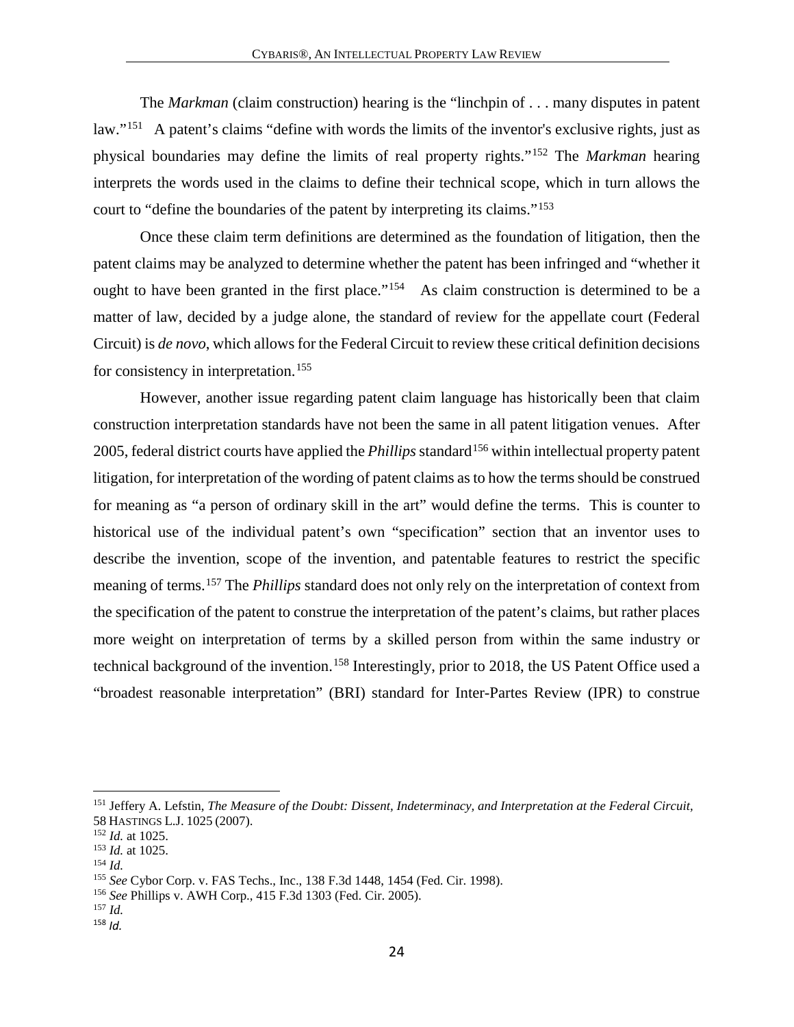The *Markman* (claim construction) hearing is the "linchpin of . . . many disputes in patent law."[151] A patent's claims "define with words the limits of the inventor's exclusive rights, just as physical boundaries may define the limits of real property rights."[152] The *Markman* hearing interprets the words used in the claims to define their technical scope, which in turn allows the court to "define the boundaries of the patent by interpreting its claims."[153]

Once these claim term definitions are determined as the foundation of litigation, then the patent claims may be analyzed to determine whether the patent has been infringed and "whether it ought to have been granted in the first place."[154] As claim construction is determined to be a matter of law, decided by a judge alone, the standard of review for the appellate court (Federal Circuit) is *de novo*, which allows for the Federal Circuit to review these critical definition decisions for consistency in interpretation.[155]

However, another issue regarding patent claim language has historically been that claim construction interpretation standards have not been the same in all patent litigation venues. After 2005, federal district courts have applied the *Phillips* standard[156] within intellectual property patent litigation, for interpretation of the wording of patent claims as to how the terms should be construed for meaning as "a person of ordinary skill in the art" would define the terms. This is counter to historical use of the individual patent's own "specification" section that an inventor uses to describe the invention, scope of the invention, and patentable features to restrict the specific meaning of terms.[157] The *Phillips* standard does not only rely on the interpretation of context from the specification of the patent to construe the interpretation of the patent's claims, but rather places more weight on interpretation of terms by a skilled person from within the same industry or technical background of the invention.[158] Interestingly, prior to 2018, the US Patent Office used a "broadest reasonable interpretation" (BRI) standard for Inter-Partes Review (IPR) to construe

---

[151] Jeffery A. Lefstin, *The Measure of the Doubt: Dissent, Indeterminacy, and Interpretation at the Federal Circuit*, 58 HASTINGS L.J. 1025 (2007).

[152] *Id.* at 1025.

[153] *Id.* at 1025.

[154] *Id.*

[155] *See* Cybor Corp. v. FAS Techs., Inc., 138 F.3d 1448, 1454 (Fed. Cir. 1998).

[156] *See* Phillips v. AWH Corp., 415 F.3d 1303 (Fed. Cir. 2005).

[157] *Id.*

[158] *Id.*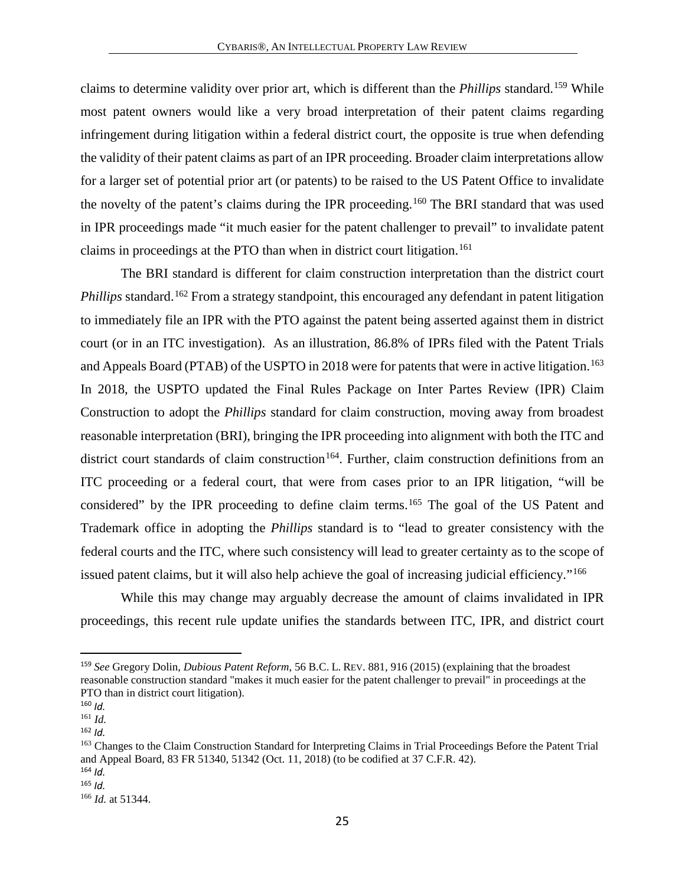claims to determine validity over prior art, which is different than the *Phillips* standard.[159] While most patent owners would like a very broad interpretation of their patent claims regarding infringement during litigation within a federal district court, the opposite is true when defending the validity of their patent claims as part of an IPR proceeding. Broader claim interpretations allow for a larger set of potential prior art (or patents) to be raised to the US Patent Office to invalidate the novelty of the patent's claims during the IPR proceeding.[160] The BRI standard that was used in IPR proceedings made "it much easier for the patent challenger to prevail" to invalidate patent claims in proceedings at the PTO than when in district court litigation.[161]

The BRI standard is different for claim construction interpretation than the district court *Phillips* standard.[162] From a strategy standpoint, this encouraged any defendant in patent litigation to immediately file an IPR with the PTO against the patent being asserted against them in district court (or in an ITC investigation). As an illustration, 86.8% of IPRs filed with the Patent Trials and Appeals Board (PTAB) of the USPTO in 2018 were for patents that were in active litigation.[163] In 2018, the USPTO updated the Final Rules Package on Inter Partes Review (IPR) Claim Construction to adopt the *Phillips* standard for claim construction, moving away from broadest reasonable interpretation (BRI), bringing the IPR proceeding into alignment with both the ITC and district court standards of claim construction[164]. Further, claim construction definitions from an ITC proceeding or a federal court, that were from cases prior to an IPR litigation, "will be considered" by the IPR proceeding to define claim terms.[165] The goal of the US Patent and Trademark office in adopting the *Phillips* standard is to "lead to greater consistency with the federal courts and the ITC, where such consistency will lead to greater certainty as to the scope of issued patent claims, but it will also help achieve the goal of increasing judicial efficiency."[166]

While this may change may arguably decrease the amount of claims invalidated in IPR proceedings, this recent rule update unifies the standards between ITC, IPR, and district court

---

[159] *See* Gregory Dolin, *Dubious Patent Reform*, 56 B.C. L. REV. 881, 916 (2015) (explaining that the broadest reasonable construction standard "makes it much easier for the patent challenger to prevail" in proceedings at the PTO than in district court litigation).

[160] *Id.*

[161] *Id.*

[162] *Id.*

[163] Changes to the Claim Construction Standard for Interpreting Claims in Trial Proceedings Before the Patent Trial and Appeal Board, 83 FR 51340, 51342 (Oct. 11, 2018) (to be codified at 37 C.F.R. 42).

[164] *Id.*

[165] *Id.*

[166] *Id.* at 51344.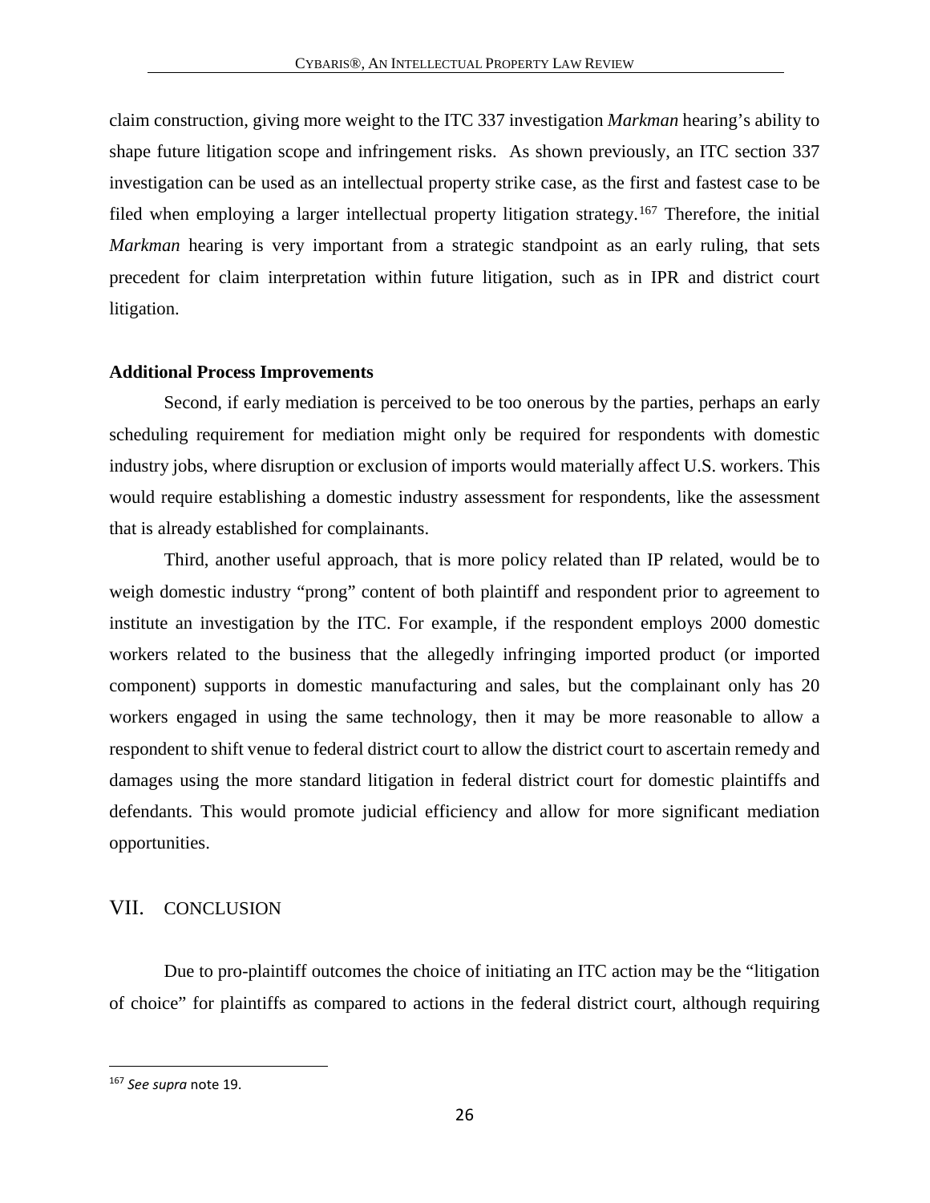claim construction, giving more weight to the ITC 337 investigation *Markman* hearing's ability to shape future litigation scope and infringement risks. As shown previously, an ITC section 337 investigation can be used as an intellectual property strike case, as the first and fastest case to be filed when employing a larger intellectual property litigation strategy.[167] Therefore, the initial *Markman* hearing is very important from a strategic standpoint as an early ruling, that sets precedent for claim interpretation within future litigation, such as in IPR and district court litigation.

**Additional Process Improvements**

Second, if early mediation is perceived to be too onerous by the parties, perhaps an early scheduling requirement for mediation might only be required for respondents with domestic industry jobs, where disruption or exclusion of imports would materially affect U.S. workers. This would require establishing a domestic industry assessment for respondents, like the assessment that is already established for complainants.

Third, another useful approach, that is more policy related than IP related, would be to weigh domestic industry "prong" content of both plaintiff and respondent prior to agreement to institute an investigation by the ITC. For example, if the respondent employs 2000 domestic workers related to the business that the allegedly infringing imported product (or imported component) supports in domestic manufacturing and sales, but the complainant only has 20 workers engaged in using the same technology, then it may be more reasonable to allow a respondent to shift venue to federal district court to allow the district court to ascertain remedy and damages using the more standard litigation in federal district court for domestic plaintiffs and defendants. This would promote judicial efficiency and allow for more significant mediation opportunities.

## VII. CONCLUSION

Due to pro-plaintiff outcomes the choice of initiating an ITC action may be the "litigation of choice" for plaintiffs as compared to actions in the federal district court, although requiring

[167] *See supra* note 19.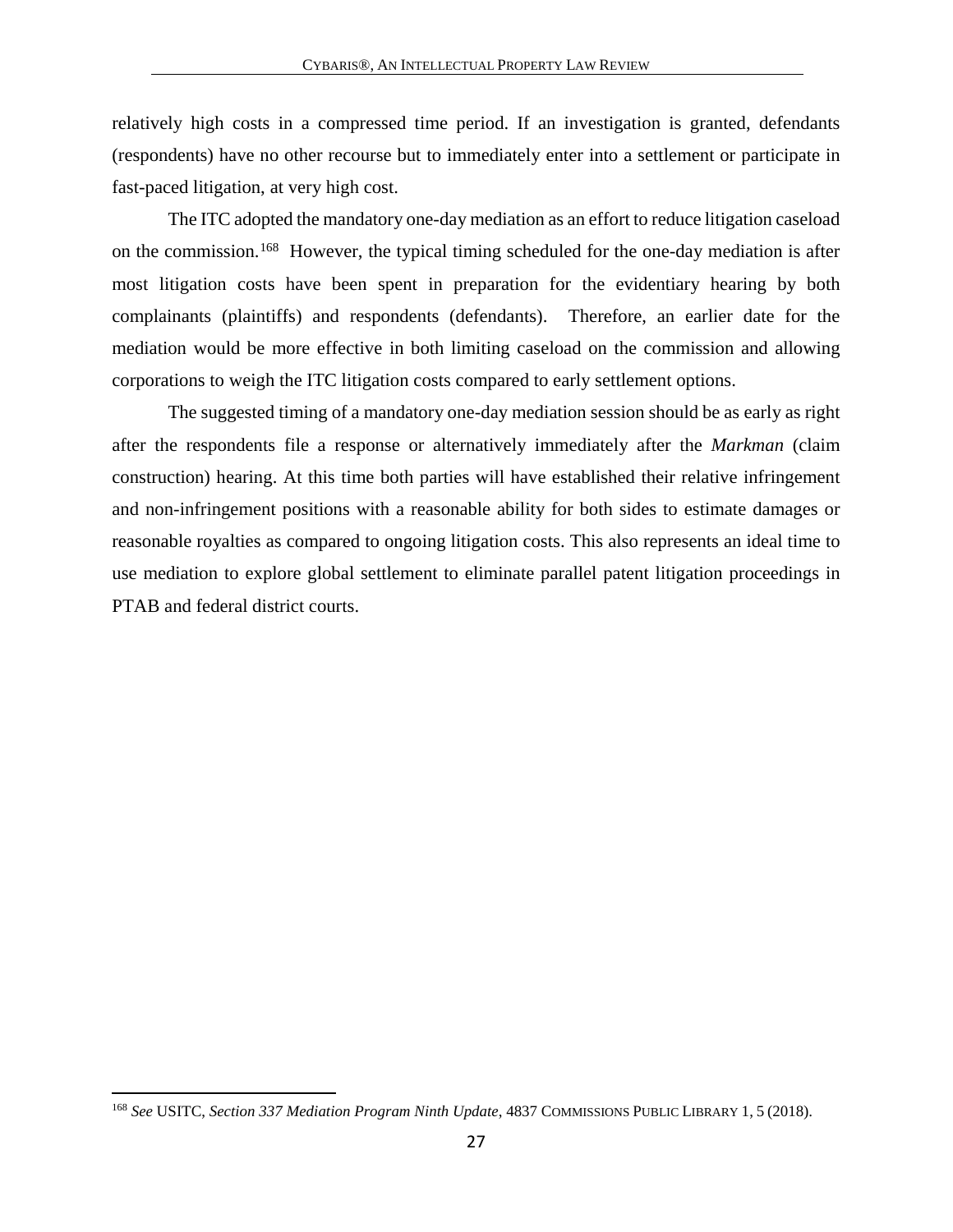relatively high costs in a compressed time period. If an investigation is granted, defendants (respondents) have no other recourse but to immediately enter into a settlement or participate in fast-paced litigation, at very high cost.

The ITC adopted the mandatory one-day mediation as an effort to reduce litigation caseload on the commission.[168] However, the typical timing scheduled for the one-day mediation is after most litigation costs have been spent in preparation for the evidentiary hearing by both complainants (plaintiffs) and respondents (defendants). Therefore, an earlier date for the mediation would be more effective in both limiting caseload on the commission and allowing corporations to weigh the ITC litigation costs compared to early settlement options.

The suggested timing of a mandatory one-day mediation session should be as early as right after the respondents file a response or alternatively immediately after the *Markman* (claim construction) hearing. At this time both parties will have established their relative infringement and non-infringement positions with a reasonable ability for both sides to estimate damages or reasonable royalties as compared to ongoing litigation costs. This also represents an ideal time to use mediation to explore global settlement to eliminate parallel patent litigation proceedings in PTAB and federal district courts.

[168] *See* USITC, *Section 337 Mediation Program Ninth Update*, 4837 COMMISSIONS PUBLIC LIBRARY 1, 5 (2018).